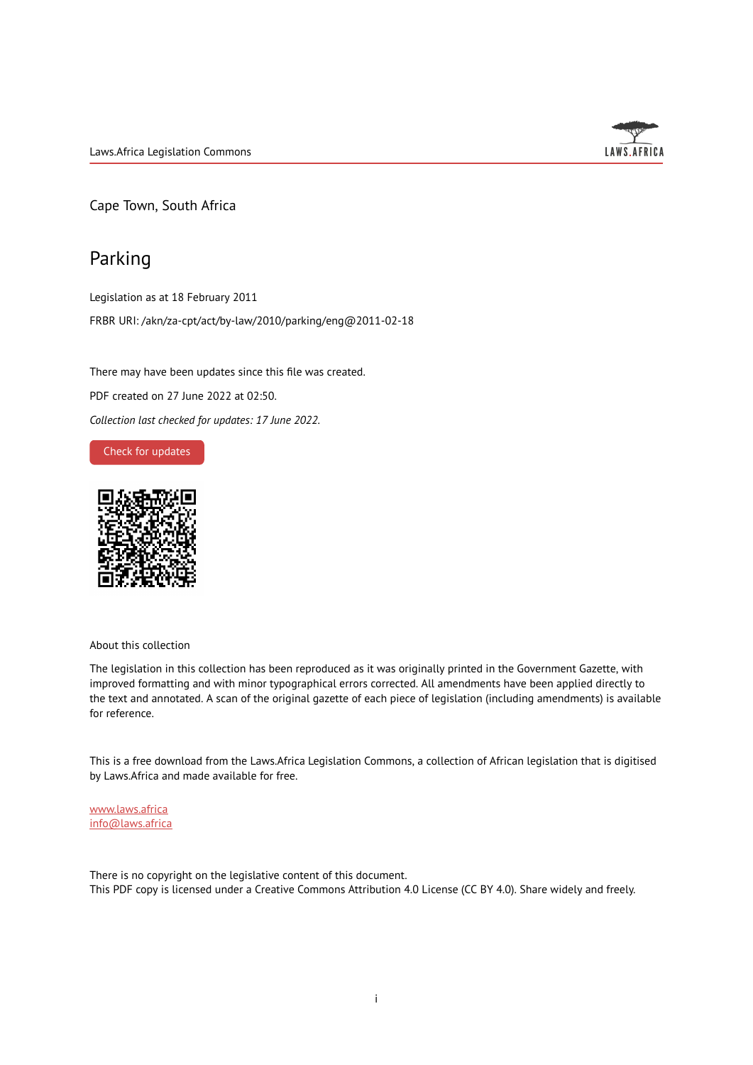Laws.Africa Legislation Commons

Cape Town, South Africa

# Parking

Legislation as at 18 February 2011

FRBR URI: /akn/za-cpt/act/by-law/2010/parking/eng@2011-02-18

There may have been updates since this file was created.

PDF created on 27 June 2022 at 02:50.

*Collection last checked for updates: 17 June 2022.*

Check for updates

About this collection

The legislation in this collection has been reproduced as it was originally printed in the Government Gazette, with improved formatting and with minor typographical errors corrected. All amendments have been applied directly to the text and annotated. A scan of the original gazette of each piece of legislation (including amendments) is available for reference.

This is a free download from the Laws.Africa Legislation Commons, a collection of African legislation that is digitised by Laws.Africa and made available for free.

www.laws.africa
info@laws.africa

There is no copyright on the legislative content of this document.
This PDF copy is licensed under a Creative Commons Attribution 4.0 License (CC BY 4.0). Share widely and freely.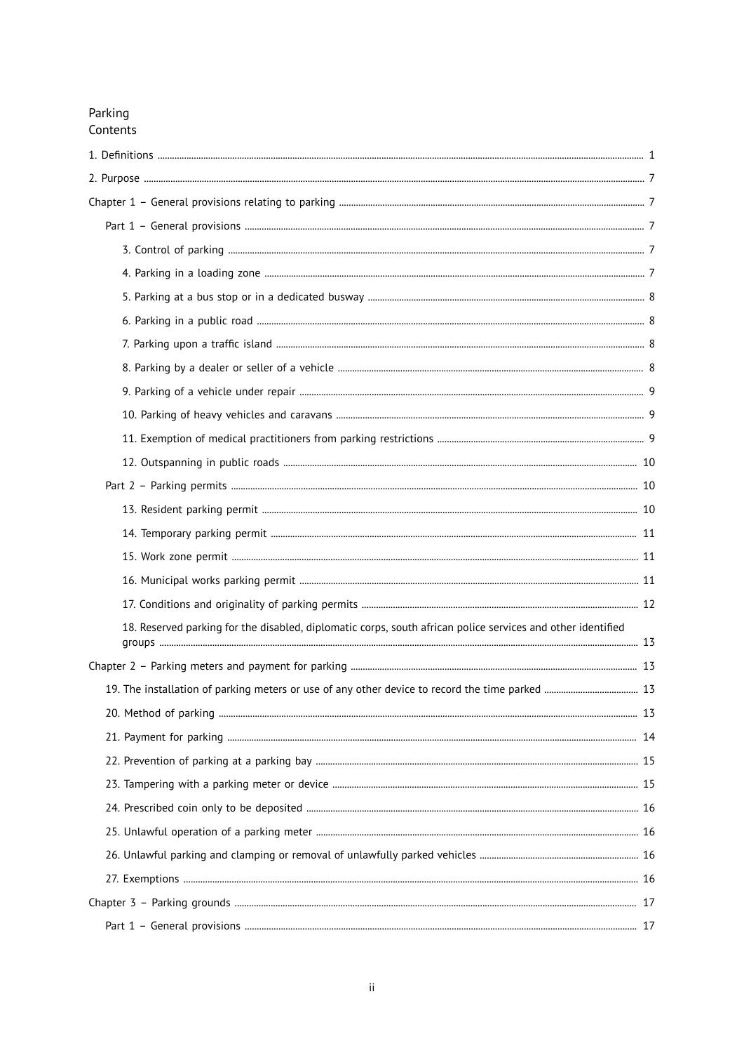Parking

Contents

1. Definitions ..... 1
2. Purpose ..... 7

Chapter 1 – General provisions relating to parking ..... 7

- Part 1 – General provisions ..... 7
  - 3. Control of parking ..... 7
  - 4. Parking in a loading zone ..... 7
  - 5. Parking at a bus stop or in a dedicated busway ..... 8
  - 6. Parking in a public road ..... 8
  - 7. Parking upon a traffic island ..... 8
  - 8. Parking by a dealer or seller of a vehicle ..... 8
  - 9. Parking of a vehicle under repair ..... 9
  - 10. Parking of heavy vehicles and caravans ..... 9
  - 11. Exemption of medical practitioners from parking restrictions ..... 9
  - 12. Outspanning in public roads ..... 10
- Part 2 – Parking permits ..... 10
  - 13. Resident parking permit ..... 10
  - 14. Temporary parking permit ..... 11
  - 15. Work zone permit ..... 11
  - 16. Municipal works parking permit ..... 11
  - 17. Conditions and originality of parking permits ..... 12
  - 18. Reserved parking for the disabled, diplomatic corps, south african police services and other identified groups ..... 13

Chapter 2 – Parking meters and payment for parking ..... 13

- 19. The installation of parking meters or use of any other device to record the time parked ..... 13
- 20. Method of parking ..... 13
- 21. Payment for parking ..... 14
- 22. Prevention of parking at a parking bay ..... 15
- 23. Tampering with a parking meter or device ..... 15
- 24. Prescribed coin only to be deposited ..... 16
- 25. Unlawful operation of a parking meter ..... 16
- 26. Unlawful parking and clamping or removal of unlawfully parked vehicles ..... 16
- 27. Exemptions ..... 16

Chapter 3 – Parking grounds ..... 17

- Part 1 – General provisions ..... 17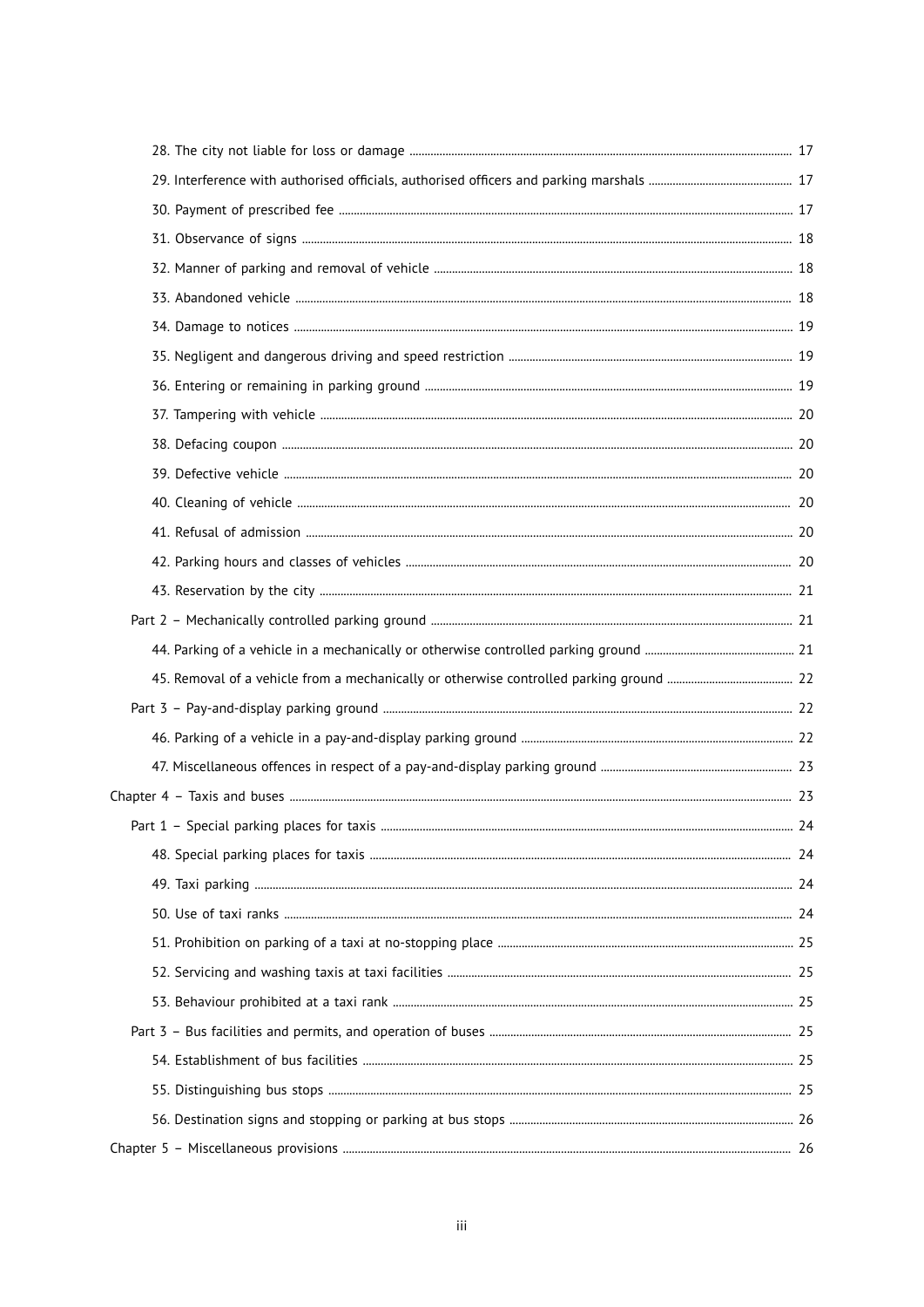28. The city not liable for loss or damage ..................................................................................................................... 17

29. Interference with authorised officials, authorised officers and parking marshals ................................................ 17

30. Payment of prescribed fee .......................................................................................................................................... 17

31. Observance of signs ..................................................................................................................................................... 18

32. Manner of parking and removal of vehicle ................................................................................................................ 18

33. Abandoned vehicle ...................................................................................................................................................... 18

34. Damage to notices ....................................................................................................................................................... 19

35. Negligent and dangerous driving and speed restriction .............................................................................................. 19

36. Entering or remaining in parking ground ................................................................................................................... 19

37. Tampering with vehicle ................................................................................................................................................ 20

38. Defacing coupon .......................................................................................................................................................... 20

39. Defective vehicle .......................................................................................................................................................... 20

40. Cleaning of vehicle ....................................................................................................................................................... 20

41. Refusal of admission .................................................................................................................................................... 20

42. Parking hours and classes of vehicles ......................................................................................................................... 20

43. Reservation by the city ................................................................................................................................................ 21

Part 2 – Mechanically controlled parking ground ............................................................................................................ 21

44. Parking of a vehicle in a mechanically or otherwise controlled parking ground ........................................................ 21

45. Removal of a vehicle from a mechanically or otherwise controlled parking ground .................................................. 22

Part 3 – Pay-and-display parking ground ........................................................................................................................ 22

46. Parking of a vehicle in a pay-and-display parking ground ........................................................................................... 22

47. Miscellaneous offences in respect of a pay-and-display parking ground ..................................................................... 23

Chapter 4 – Taxis and buses ............................................................................................................................................... 23

Part 1 – Special parking places for taxis ............................................................................................................................. 24

48. Special parking places for taxis .................................................................................................................................... 24

49. Taxi parking .................................................................................................................................................................. 24

50. Use of taxi ranks ........................................................................................................................................................... 24

51. Prohibition on parking of a taxi at no-stopping place .................................................................................................. 25

52. Servicing and washing taxis at taxi facilities ................................................................................................................ 25

53. Behaviour prohibited at a taxi rank .............................................................................................................................. 25

Part 3 – Bus facilities and permits, and operation of buses .............................................................................................. 25

54. Establishment of bus facilities ..................................................................................................................................... 25

55. Distinguishing bus stops .............................................................................................................................................. 25

56. Destination signs and stopping or parking at bus stops .............................................................................................. 26

Chapter 5 – Miscellaneous provisions ............................................................................................................................... 26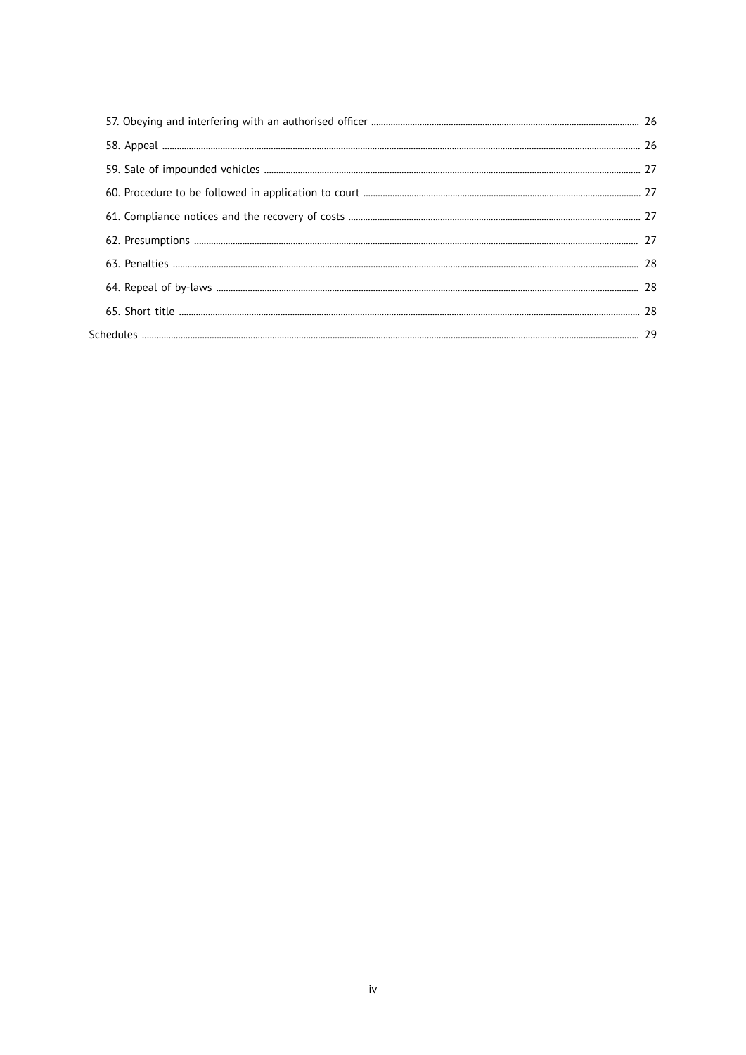57. Obeying and interfering with an authorised officer ... 26

58. Appeal ... 26

59. Sale of impounded vehicles ... 27

60. Procedure to be followed in application to court ... 27

61. Compliance notices and the recovery of costs ... 27

62. Presumptions ... 27

63. Penalties ... 28

64. Repeal of by-laws ... 28

65. Short title ... 28

Schedules ... 29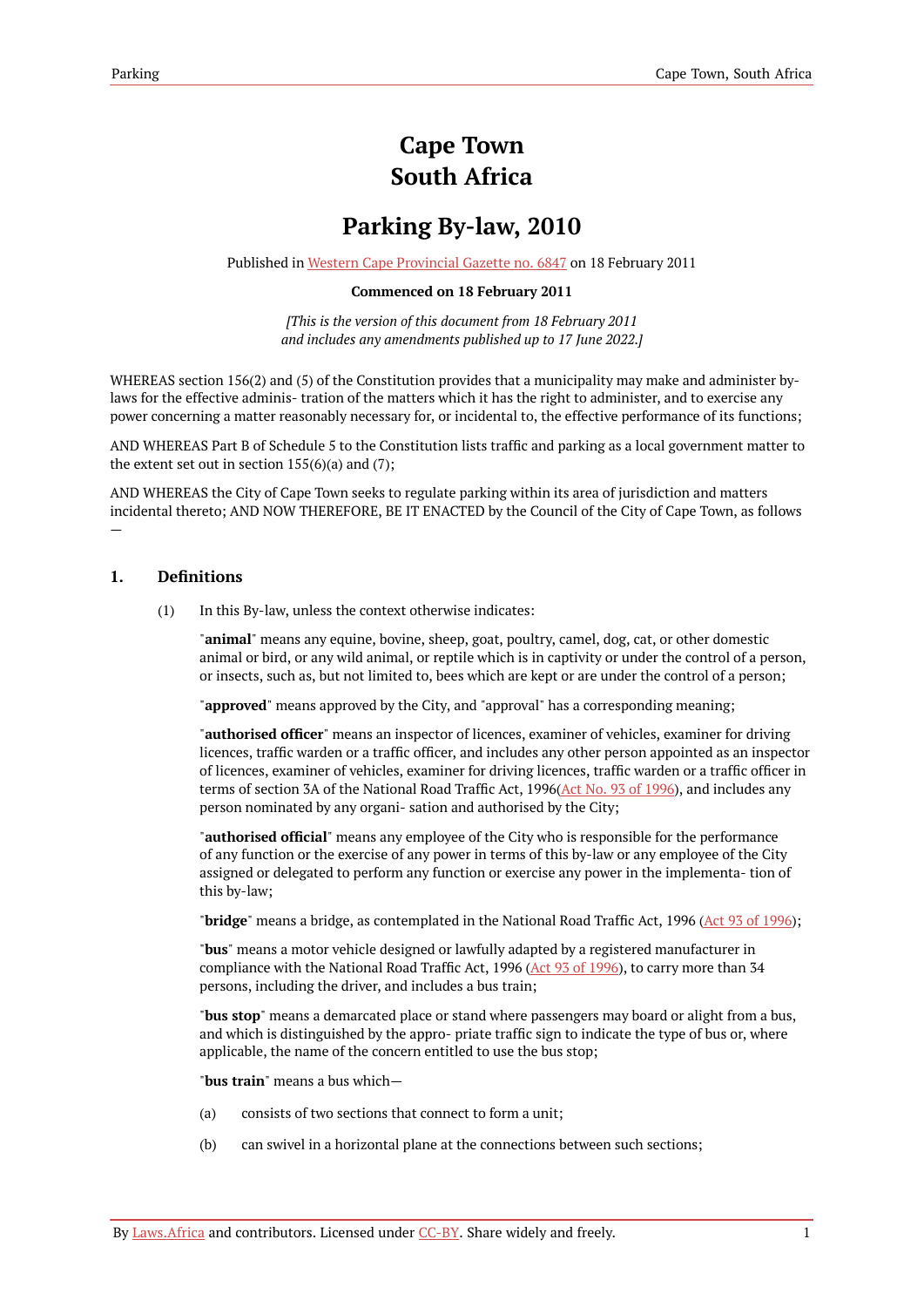# Cape Town
# South Africa

# Parking By-law, 2010

Published in [Western Cape Provincial Gazette no. 6847](#) on 18 February 2011

**Commenced on 18 February 2011**

*[This is the version of this document from 18 February 2011 and includes any amendments published up to 17 June 2022.]*

WHEREAS section 156(2) and (5) of the Constitution provides that a municipality may make and administer by-laws for the effective adminis- tration of the matters which it has the right to administer, and to exercise any power concerning a matter reasonably necessary for, or incidental to, the effective performance of its functions;

AND WHEREAS Part B of Schedule 5 to the Constitution lists traffic and parking as a local government matter to the extent set out in section 155(6)(a) and (7);

AND WHEREAS the City of Cape Town seeks to regulate parking within its area of jurisdiction and matters incidental thereto; AND NOW THEREFORE, BE IT ENACTED by the Council of the City of Cape Town, as follows —

## 1. Definitions

(1) In this By-law, unless the context otherwise indicates:

"**animal**" means any equine, bovine, sheep, goat, poultry, camel, dog, cat, or other domestic animal or bird, or any wild animal, or reptile which is in captivity or under the control of a person, or insects, such as, but not limited to, bees which are kept or are under the control of a person;

"**approved**" means approved by the City, and "approval" has a corresponding meaning;

"**authorised officer**" means an inspector of licences, examiner of vehicles, examiner for driving licences, traffic warden or a traffic officer, and includes any other person appointed as an inspector of licences, examiner of vehicles, examiner for driving licences, traffic warden or a traffic officer in terms of section 3A of the National Road Traffic Act, 1996([Act No. 93 of 1996](#)), and includes any person nominated by any organi- sation and authorised by the City;

"**authorised official**" means any employee of the City who is responsible for the performance of any function or the exercise of any power in terms of this by-law or any employee of the City assigned or delegated to perform any function or exercise any power in the implementa- tion of this by-law;

"**bridge**" means a bridge, as contemplated in the National Road Traffic Act, 1996 ([Act 93 of 1996](#));

"**bus**" means a motor vehicle designed or lawfully adapted by a registered manufacturer in compliance with the National Road Traffic Act, 1996 ([Act 93 of 1996](#)), to carry more than 34 persons, including the driver, and includes a bus train;

"**bus stop**" means a demarcated place or stand where passengers may board or alight from a bus, and which is distinguished by the appro- priate traffic sign to indicate the type of bus or, where applicable, the name of the concern entitled to use the bus stop;

"**bus train**" means a bus which—

(a) consists of two sections that connect to form a unit;

(b) can swivel in a horizontal plane at the connections between such sections;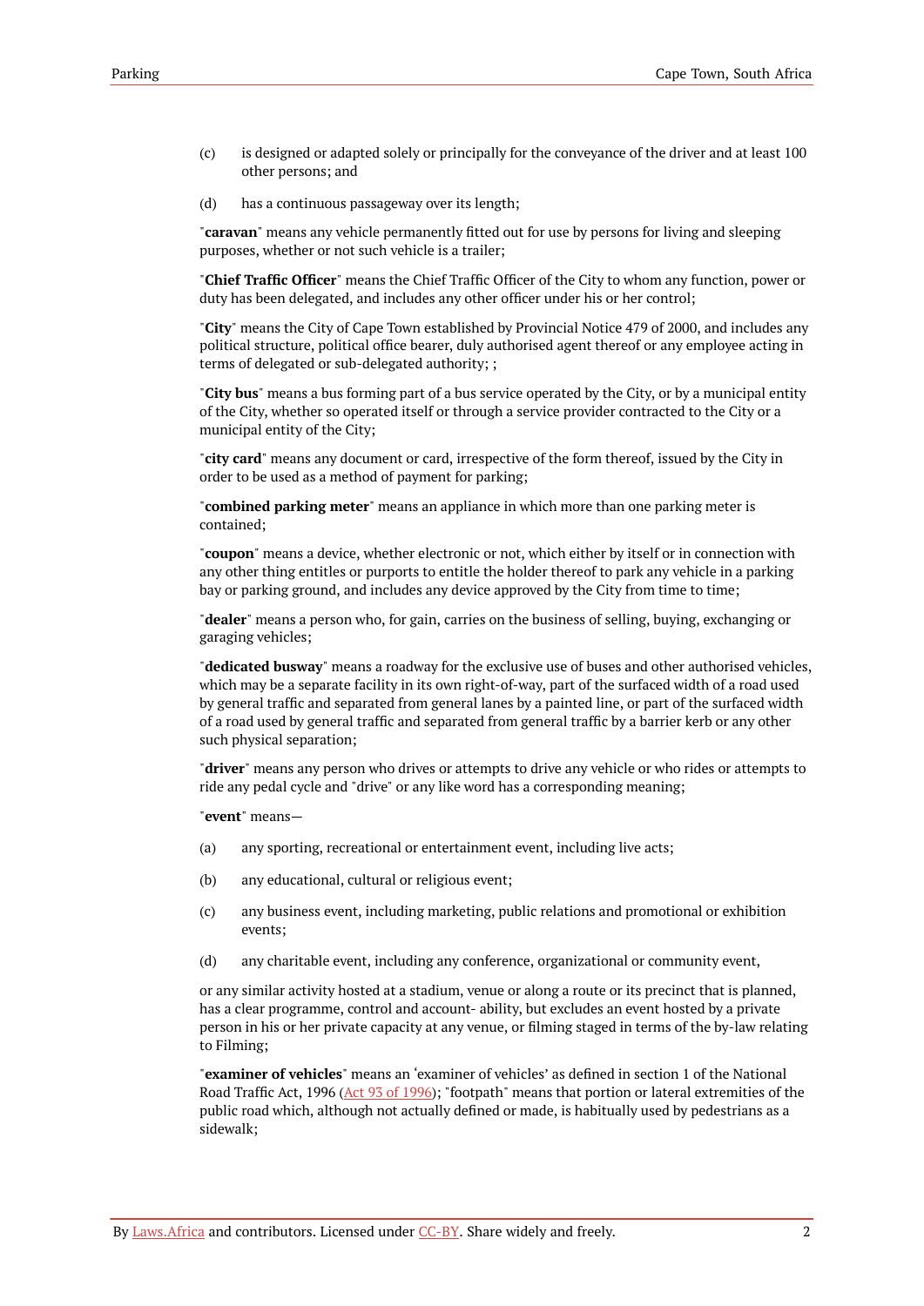(c) is designed or adapted solely or principally for the conveyance of the driver and at least 100 other persons; and

(d) has a continuous passageway over its length;

"**caravan**" means any vehicle permanently fitted out for use by persons for living and sleeping purposes, whether or not such vehicle is a trailer;

"**Chief Traffic Officer**" means the Chief Traffic Officer of the City to whom any function, power or duty has been delegated, and includes any other officer under his or her control;

"**City**" means the City of Cape Town established by Provincial Notice 479 of 2000, and includes any political structure, political office bearer, duly authorised agent thereof or any employee acting in terms of delegated or sub-delegated authority; ;

"**City bus**" means a bus forming part of a bus service operated by the City, or by a municipal entity of the City, whether so operated itself or through a service provider contracted to the City or a municipal entity of the City;

"**city card**" means any document or card, irrespective of the form thereof, issued by the City in order to be used as a method of payment for parking;

"**combined parking meter**" means an appliance in which more than one parking meter is contained;

"**coupon**" means a device, whether electronic or not, which either by itself or in connection with any other thing entitles or purports to entitle the holder thereof to park any vehicle in a parking bay or parking ground, and includes any device approved by the City from time to time;

"**dealer**" means a person who, for gain, carries on the business of selling, buying, exchanging or garaging vehicles;

"**dedicated busway**" means a roadway for the exclusive use of buses and other authorised vehicles, which may be a separate facility in its own right-of-way, part of the surfaced width of a road used by general traffic and separated from general lanes by a painted line, or part of the surfaced width of a road used by general traffic and separated from general traffic by a barrier kerb or any other such physical separation;

"**driver**" means any person who drives or attempts to drive any vehicle or who rides or attempts to ride any pedal cycle and "drive" or any like word has a corresponding meaning;

"**event**" means—

(a) any sporting, recreational or entertainment event, including live acts;

(b) any educational, cultural or religious event;

(c) any business event, including marketing, public relations and promotional or exhibition events;

(d) any charitable event, including any conference, organizational or community event,

or any similar activity hosted at a stadium, venue or along a route or its precinct that is planned, has a clear programme, control and account- ability, but excludes an event hosted by a private person in his or her private capacity at any venue, or filming staged in terms of the by-law relating to Filming;

"**examiner of vehicles**" means an 'examiner of vehicles' as defined in section 1 of the National Road Traffic Act, 1996 (Act 93 of 1996); "footpath" means that portion or lateral extremities of the public road which, although not actually defined or made, is habitually used by pedestrians as a sidewalk;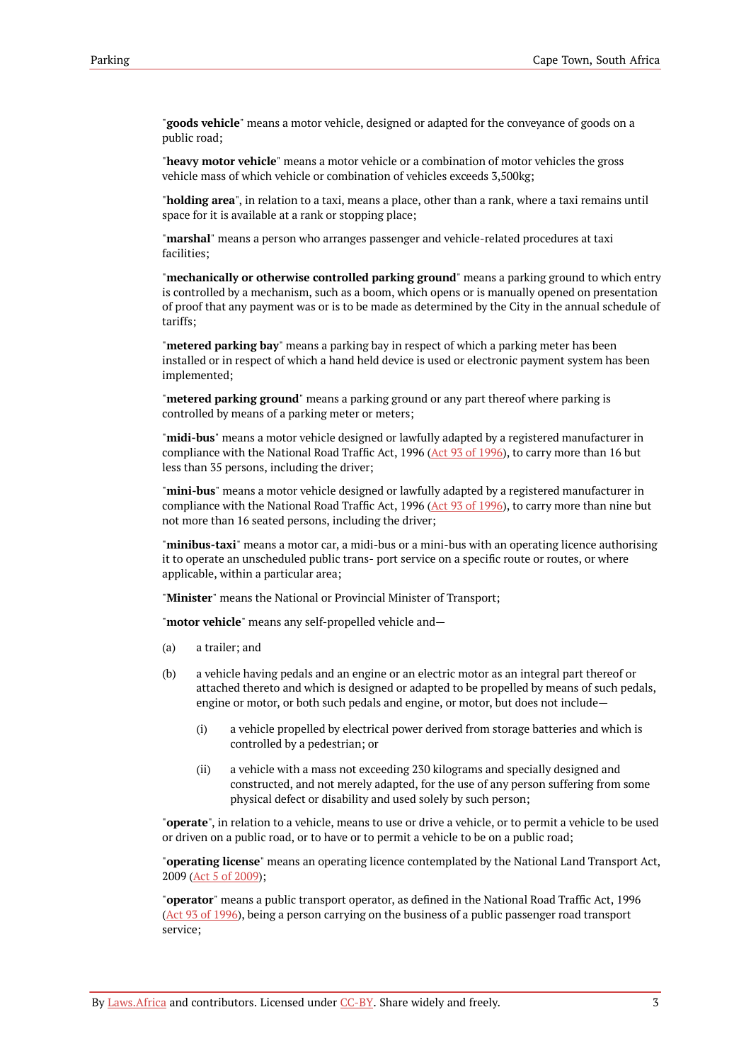"**goods vehicle**" means a motor vehicle, designed or adapted for the conveyance of goods on a public road;

"**heavy motor vehicle**" means a motor vehicle or a combination of motor vehicles the gross vehicle mass of which vehicle or combination of vehicles exceeds 3,500kg;

"**holding area**", in relation to a taxi, means a place, other than a rank, where a taxi remains until space for it is available at a rank or stopping place;

"**marshal**" means a person who arranges passenger and vehicle-related procedures at taxi facilities;

"**mechanically or otherwise controlled parking ground**" means a parking ground to which entry is controlled by a mechanism, such as a boom, which opens or is manually opened on presentation of proof that any payment was or is to be made as determined by the City in the annual schedule of tariffs;

"**metered parking bay**" means a parking bay in respect of which a parking meter has been installed or in respect of which a hand held device is used or electronic payment system has been implemented;

"**metered parking ground**" means a parking ground or any part thereof where parking is controlled by means of a parking meter or meters;

"**midi-bus**" means a motor vehicle designed or lawfully adapted by a registered manufacturer in compliance with the National Road Traffic Act, 1996 (Act 93 of 1996), to carry more than 16 but less than 35 persons, including the driver;

"**mini-bus**" means a motor vehicle designed or lawfully adapted by a registered manufacturer in compliance with the National Road Traffic Act, 1996 (Act 93 of 1996), to carry more than nine but not more than 16 seated persons, including the driver;

"**minibus-taxi**" means a motor car, a midi-bus or a mini-bus with an operating licence authorising it to operate an unscheduled public trans- port service on a specific route or routes, or where applicable, within a particular area;

"**Minister**" means the National or Provincial Minister of Transport;

"**motor vehicle**" means any self-propelled vehicle and—

(a) a trailer; and

(b) a vehicle having pedals and an engine or an electric motor as an integral part thereof or attached thereto and which is designed or adapted to be propelled by means of such pedals, engine or motor, or both such pedals and engine, or motor, but does not include—

  (i) a vehicle propelled by electrical power derived from storage batteries and which is controlled by a pedestrian; or

  (ii) a vehicle with a mass not exceeding 230 kilograms and specially designed and constructed, and not merely adapted, for the use of any person suffering from some physical defect or disability and used solely by such person;

"**operate**", in relation to a vehicle, means to use or drive a vehicle, or to permit a vehicle to be used or driven on a public road, or to have or to permit a vehicle to be on a public road;

"**operating license**" means an operating licence contemplated by the National Land Transport Act, 2009 (Act 5 of 2009);

"**operator**" means a public transport operator, as defined in the National Road Traffic Act, 1996 (Act 93 of 1996), being a person carrying on the business of a public passenger road transport service;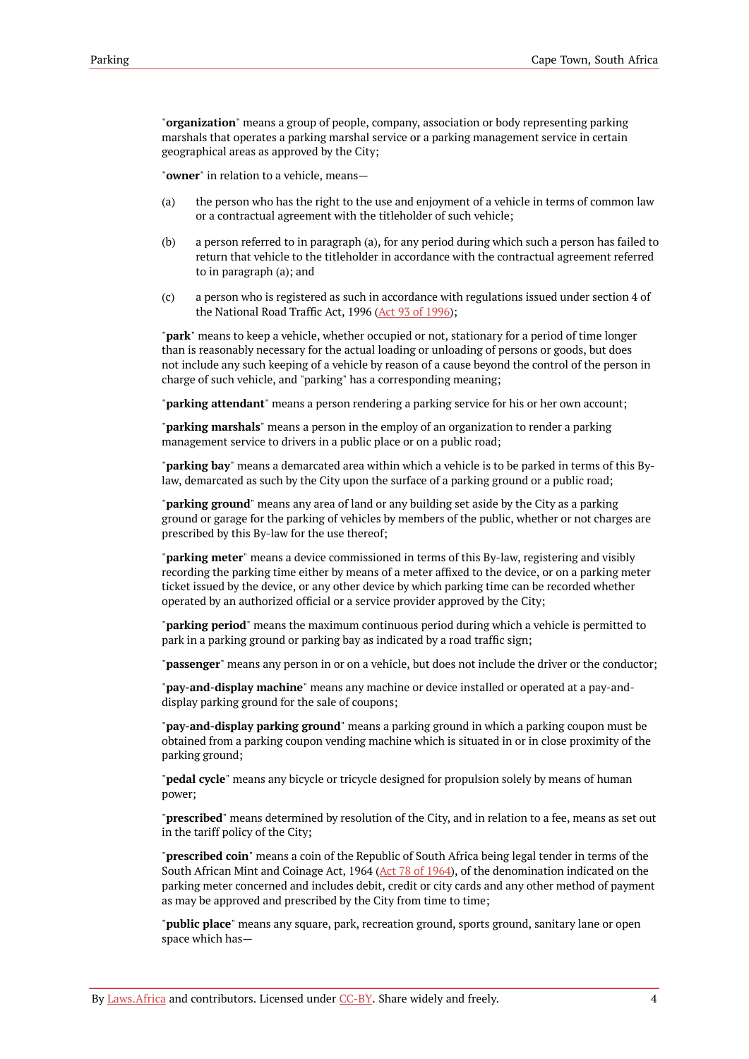"**organization**" means a group of people, company, association or body representing parking marshals that operates a parking marshal service or a parking management service in certain geographical areas as approved by the City;

"**owner**" in relation to a vehicle, means—

(a) the person who has the right to the use and enjoyment of a vehicle in terms of common law or a contractual agreement with the titleholder of such vehicle;

(b) a person referred to in paragraph (a), for any period during which such a person has failed to return that vehicle to the titleholder in accordance with the contractual agreement referred to in paragraph (a); and

(c) a person who is registered as such in accordance with regulations issued under section 4 of the National Road Traffic Act, 1996 (Act 93 of 1996);

"**park**" means to keep a vehicle, whether occupied or not, stationary for a period of time longer than is reasonably necessary for the actual loading or unloading of persons or goods, but does not include any such keeping of a vehicle by reason of a cause beyond the control of the person in charge of such vehicle, and "parking" has a corresponding meaning;

"**parking attendant**" means a person rendering a parking service for his or her own account;

"**parking marshals**" means a person in the employ of an organization to render a parking management service to drivers in a public place or on a public road;

"**parking bay**" means a demarcated area within which a vehicle is to be parked in terms of this By-law, demarcated as such by the City upon the surface of a parking ground or a public road;

"**parking ground**" means any area of land or any building set aside by the City as a parking ground or garage for the parking of vehicles by members of the public, whether or not charges are prescribed by this By-law for the use thereof;

"**parking meter**" means a device commissioned in terms of this By-law, registering and visibly recording the parking time either by means of a meter affixed to the device, or on a parking meter ticket issued by the device, or any other device by which parking time can be recorded whether operated by an authorized official or a service provider approved by the City;

"**parking period**" means the maximum continuous period during which a vehicle is permitted to park in a parking ground or parking bay as indicated by a road traffic sign;

"**passenger**" means any person in or on a vehicle, but does not include the driver or the conductor;

"**pay-and-display machine**" means any machine or device installed or operated at a pay-and-display parking ground for the sale of coupons;

"**pay-and-display parking ground**" means a parking ground in which a parking coupon must be obtained from a parking coupon vending machine which is situated in or in close proximity of the parking ground;

"**pedal cycle**" means any bicycle or tricycle designed for propulsion solely by means of human power;

"**prescribed**" means determined by resolution of the City, and in relation to a fee, means as set out in the tariff policy of the City;

"**prescribed coin**" means a coin of the Republic of South Africa being legal tender in terms of the South African Mint and Coinage Act, 1964 (Act 78 of 1964), of the denomination indicated on the parking meter concerned and includes debit, credit or city cards and any other method of payment as may be approved and prescribed by the City from time to time;

"**public place**" means any square, park, recreation ground, sports ground, sanitary lane or open space which has—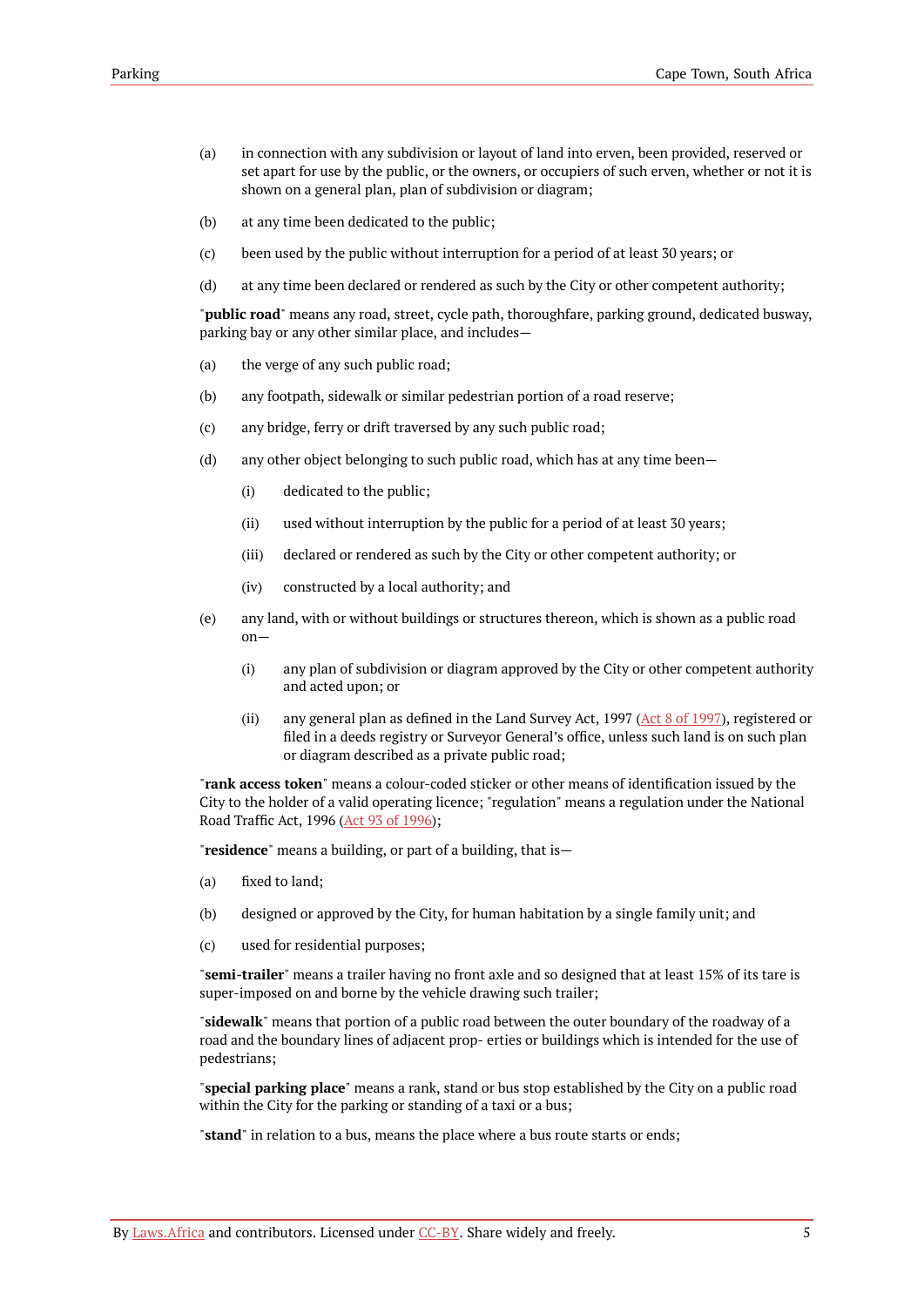(a) in connection with any subdivision or layout of land into erven, been provided, reserved or set apart for use by the public, or the owners, or occupiers of such erven, whether or not it is shown on a general plan, plan of subdivision or diagram;

(b) at any time been dedicated to the public;

(c) been used by the public without interruption for a period of at least 30 years; or

(d) at any time been declared or rendered as such by the City or other competent authority;

"**public road**" means any road, street, cycle path, thoroughfare, parking ground, dedicated busway, parking bay or any other similar place, and includes—

(a) the verge of any such public road;

(b) any footpath, sidewalk or similar pedestrian portion of a road reserve;

(c) any bridge, ferry or drift traversed by any such public road;

(d) any other object belonging to such public road, which has at any time been—

  (i) dedicated to the public;

  (ii) used without interruption by the public for a period of at least 30 years;

  (iii) declared or rendered as such by the City or other competent authority; or

  (iv) constructed by a local authority; and

(e) any land, with or without buildings or structures thereon, which is shown as a public road on—

  (i) any plan of subdivision or diagram approved by the City or other competent authority and acted upon; or

  (ii) any general plan as defined in the Land Survey Act, 1997 (Act 8 of 1997), registered or filed in a deeds registry or Surveyor General's office, unless such land is on such plan or diagram described as a private public road;

"**rank access token**" means a colour-coded sticker or other means of identification issued by the City to the holder of a valid operating licence; "regulation" means a regulation under the National Road Traffic Act, 1996 (Act 93 of 1996);

"**residence**" means a building, or part of a building, that is—

(a) fixed to land;

(b) designed or approved by the City, for human habitation by a single family unit; and

(c) used for residential purposes;

"**semi-trailer**" means a trailer having no front axle and so designed that at least 15% of its tare is super-imposed on and borne by the vehicle drawing such trailer;

"**sidewalk**" means that portion of a public road between the outer boundary of the roadway of a road and the boundary lines of adjacent prop- erties or buildings which is intended for the use of pedestrians;

"**special parking place**" means a rank, stand or bus stop established by the City on a public road within the City for the parking or standing of a taxi or a bus;

"**stand**" in relation to a bus, means the place where a bus route starts or ends;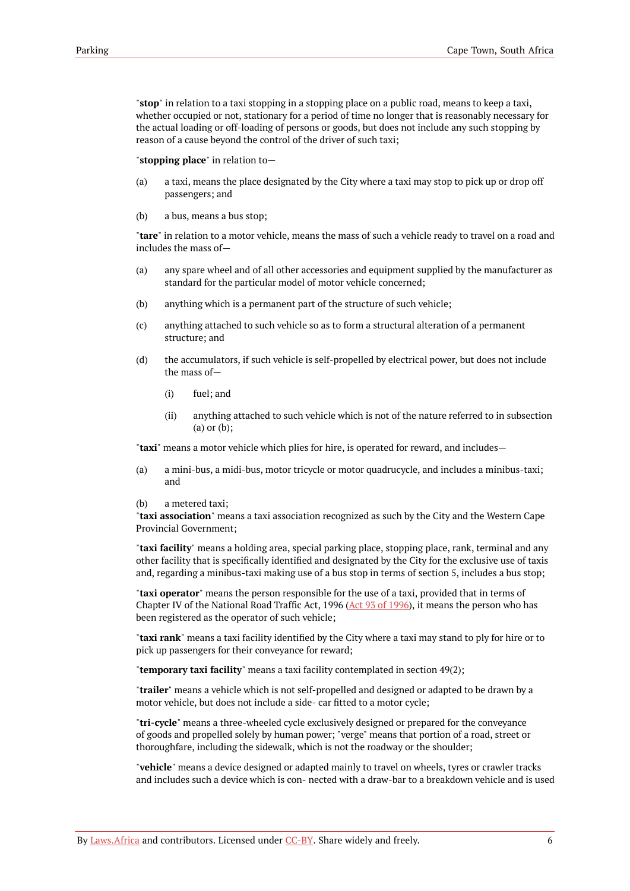"**stop**" in relation to a taxi stopping in a stopping place on a public road, means to keep a taxi, whether occupied or not, stationary for a period of time no longer that is reasonably necessary for the actual loading or off-loading of persons or goods, but does not include any such stopping by reason of a cause beyond the control of the driver of such taxi;

"**stopping place**" in relation to—

(a) a taxi, means the place designated by the City where a taxi may stop to pick up or drop off passengers; and

(b) a bus, means a bus stop;

"**tare**" in relation to a motor vehicle, means the mass of such a vehicle ready to travel on a road and includes the mass of—

(a) any spare wheel and of all other accessories and equipment supplied by the manufacturer as standard for the particular model of motor vehicle concerned;

(b) anything which is a permanent part of the structure of such vehicle;

(c) anything attached to such vehicle so as to form a structural alteration of a permanent structure; and

(d) the accumulators, if such vehicle is self-propelled by electrical power, but does not include the mass of—

  (i) fuel; and

  (ii) anything attached to such vehicle which is not of the nature referred to in subsection (a) or (b);

"**taxi**" means a motor vehicle which plies for hire, is operated for reward, and includes—

(a) a mini-bus, a midi-bus, motor tricycle or motor quadrucycle, and includes a minibus-taxi; and

(b) a metered taxi;

"**taxi association**" means a taxi association recognized as such by the City and the Western Cape Provincial Government;

"**taxi facility**" means a holding area, special parking place, stopping place, rank, terminal and any other facility that is specifically identified and designated by the City for the exclusive use of taxis and, regarding a minibus-taxi making use of a bus stop in terms of section 5, includes a bus stop;

"**taxi operator**" means the person responsible for the use of a taxi, provided that in terms of Chapter IV of the National Road Traffic Act, 1996 (Act 93 of 1996), it means the person who has been registered as the operator of such vehicle;

"**taxi rank**" means a taxi facility identified by the City where a taxi may stand to ply for hire or to pick up passengers for their conveyance for reward;

"**temporary taxi facility**" means a taxi facility contemplated in section 49(2);

"**trailer**" means a vehicle which is not self-propelled and designed or adapted to be drawn by a motor vehicle, but does not include a side- car fitted to a motor cycle;

"**tri-cycle**" means a three-wheeled cycle exclusively designed or prepared for the conveyance of goods and propelled solely by human power; "verge" means that portion of a road, street or thoroughfare, including the sidewalk, which is not the roadway or the shoulder;

"**vehicle**" means a device designed or adapted mainly to travel on wheels, tyres or crawler tracks and includes such a device which is con- nected with a draw-bar to a breakdown vehicle and is used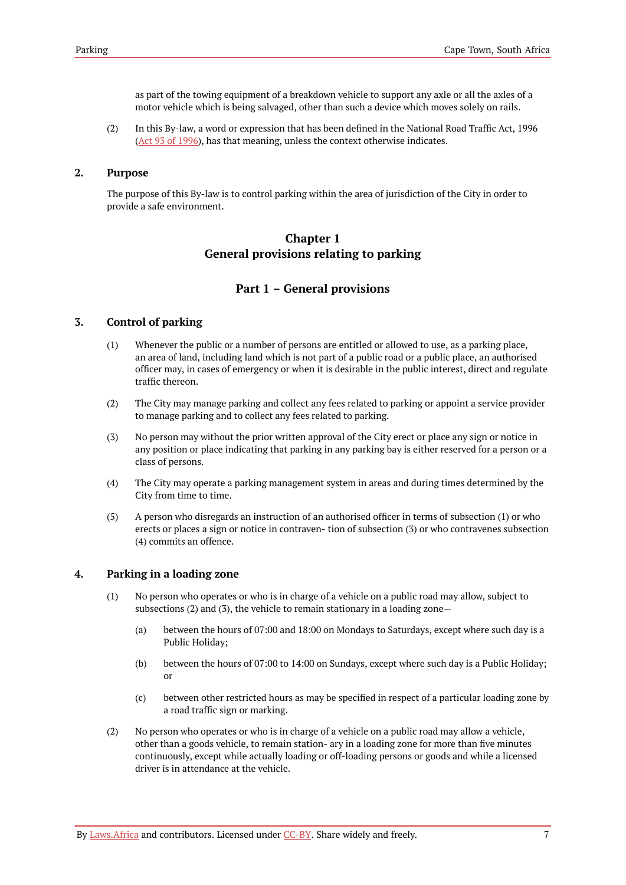as part of the towing equipment of a breakdown vehicle to support any axle or all the axles of a motor vehicle which is being salvaged, other than such a device which moves solely on rails.

(2) In this By-law, a word or expression that has been defined in the National Road Traffic Act, 1996 (Act 93 of 1996), has that meaning, unless the context otherwise indicates.

### 2. Purpose

The purpose of this By-law is to control parking within the area of jurisdiction of the City in order to provide a safe environment.

## Chapter 1
## General provisions relating to parking

## Part 1 – General provisions

### 3. Control of parking

(1) Whenever the public or a number of persons are entitled or allowed to use, as a parking place, an area of land, including land which is not part of a public road or a public place, an authorised officer may, in cases of emergency or when it is desirable in the public interest, direct and regulate traffic thereon.

(2) The City may manage parking and collect any fees related to parking or appoint a service provider to manage parking and to collect any fees related to parking.

(3) No person may without the prior written approval of the City erect or place any sign or notice in any position or place indicating that parking in any parking bay is either reserved for a person or a class of persons.

(4) The City may operate a parking management system in areas and during times determined by the City from time to time.

(5) A person who disregards an instruction of an authorised officer in terms of subsection (1) or who erects or places a sign or notice in contraven- tion of subsection (3) or who contravenes subsection (4) commits an offence.

### 4. Parking in a loading zone

(1) No person who operates or who is in charge of a vehicle on a public road may allow, subject to subsections (2) and (3), the vehicle to remain stationary in a loading zone—

(a) between the hours of 07:00 and 18:00 on Mondays to Saturdays, except where such day is a Public Holiday;

(b) between the hours of 07:00 to 14:00 on Sundays, except where such day is a Public Holiday; or

(c) between other restricted hours as may be specified in respect of a particular loading zone by a road traffic sign or marking.

(2) No person who operates or who is in charge of a vehicle on a public road may allow a vehicle, other than a goods vehicle, to remain station- ary in a loading zone for more than five minutes continuously, except while actually loading or off-loading persons or goods and while a licensed driver is in attendance at the vehicle.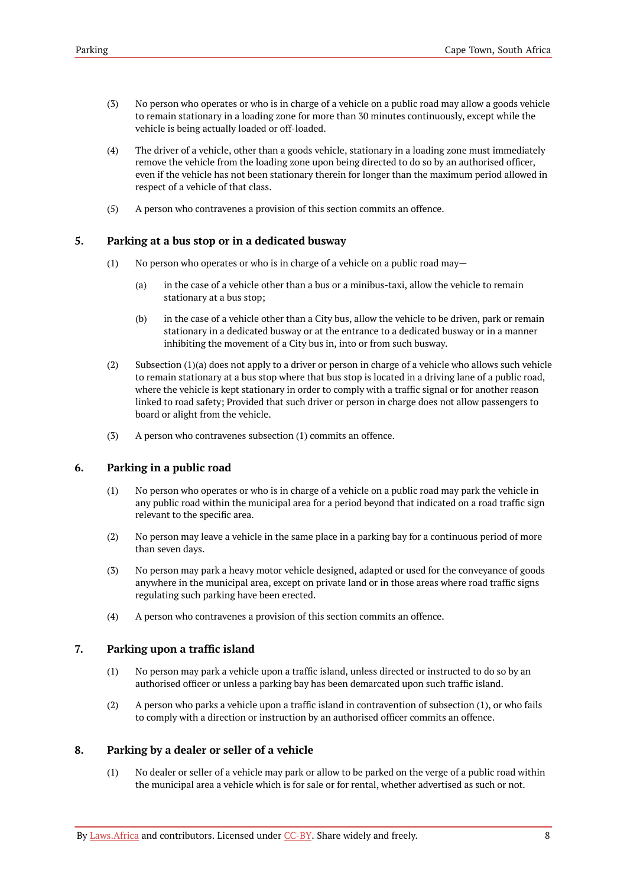(3) No person who operates or who is in charge of a vehicle on a public road may allow a goods vehicle to remain stationary in a loading zone for more than 30 minutes continuously, except while the vehicle is being actually loaded or off-loaded.

(4) The driver of a vehicle, other than a goods vehicle, stationary in a loading zone must immediately remove the vehicle from the loading zone upon being directed to do so by an authorised officer, even if the vehicle has not been stationary therein for longer than the maximum period allowed in respect of a vehicle of that class.

(5) A person who contravenes a provision of this section commits an offence.

## 5. Parking at a bus stop or in a dedicated busway

(1) No person who operates or who is in charge of a vehicle on a public road may—

(a) in the case of a vehicle other than a bus or a minibus-taxi, allow the vehicle to remain stationary at a bus stop;

(b) in the case of a vehicle other than a City bus, allow the vehicle to be driven, park or remain stationary in a dedicated busway or at the entrance to a dedicated busway or in a manner inhibiting the movement of a City bus in, into or from such busway.

(2) Subsection (1)(a) does not apply to a driver or person in charge of a vehicle who allows such vehicle to remain stationary at a bus stop where that bus stop is located in a driving lane of a public road, where the vehicle is kept stationary in order to comply with a traffic signal or for another reason linked to road safety; Provided that such driver or person in charge does not allow passengers to board or alight from the vehicle.

(3) A person who contravenes subsection (1) commits an offence.

## 6. Parking in a public road

(1) No person who operates or who is in charge of a vehicle on a public road may park the vehicle in any public road within the municipal area for a period beyond that indicated on a road traffic sign relevant to the specific area.

(2) No person may leave a vehicle in the same place in a parking bay for a continuous period of more than seven days.

(3) No person may park a heavy motor vehicle designed, adapted or used for the conveyance of goods anywhere in the municipal area, except on private land or in those areas where road traffic signs regulating such parking have been erected.

(4) A person who contravenes a provision of this section commits an offence.

## 7. Parking upon a traffic island

(1) No person may park a vehicle upon a traffic island, unless directed or instructed to do so by an authorised officer or unless a parking bay has been demarcated upon such traffic island.

(2) A person who parks a vehicle upon a traffic island in contravention of subsection (1), or who fails to comply with a direction or instruction by an authorised officer commits an offence.

## 8. Parking by a dealer or seller of a vehicle

(1) No dealer or seller of a vehicle may park or allow to be parked on the verge of a public road within the municipal area a vehicle which is for sale or for rental, whether advertised as such or not.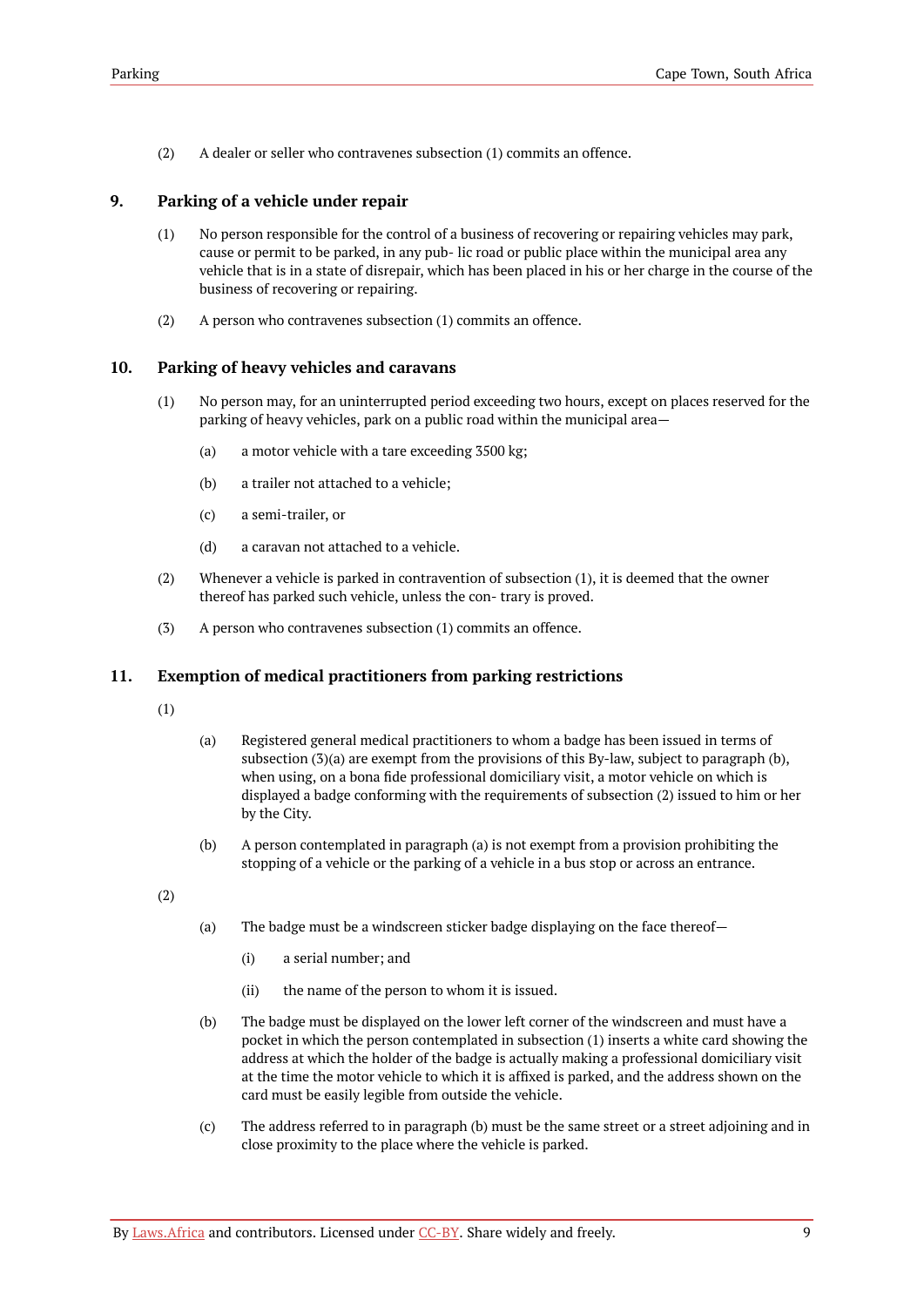(2) A dealer or seller who contravenes subsection (1) commits an offence.

## 9. Parking of a vehicle under repair

(1) No person responsible for the control of a business of recovering or repairing vehicles may park, cause or permit to be parked, in any pub- lic road or public place within the municipal area any vehicle that is in a state of disrepair, which has been placed in his or her charge in the course of the business of recovering or repairing.

(2) A person who contravenes subsection (1) commits an offence.

## 10. Parking of heavy vehicles and caravans

(1) No person may, for an uninterrupted period exceeding two hours, except on places reserved for the parking of heavy vehicles, park on a public road within the municipal area—

- (a) a motor vehicle with a tare exceeding 3500 kg;
- (b) a trailer not attached to a vehicle;
- (c) a semi-trailer, or
- (d) a caravan not attached to a vehicle.

(2) Whenever a vehicle is parked in contravention of subsection (1), it is deemed that the owner thereof has parked such vehicle, unless the con- trary is proved.

(3) A person who contravenes subsection (1) commits an offence.

## 11. Exemption of medical practitioners from parking restrictions

(1)

- (a) Registered general medical practitioners to whom a badge has been issued in terms of subsection (3)(a) are exempt from the provisions of this By-law, subject to paragraph (b), when using, on a bona fide professional domiciliary visit, a motor vehicle on which is displayed a badge conforming with the requirements of subsection (2) issued to him or her by the City.
- (b) A person contemplated in paragraph (a) is not exempt from a provision prohibiting the stopping of a vehicle or the parking of a vehicle in a bus stop or across an entrance.

(2)

- (a) The badge must be a windscreen sticker badge displaying on the face thereof—
  - (i) a serial number; and
  - (ii) the name of the person to whom it is issued.
- (b) The badge must be displayed on the lower left corner of the windscreen and must have a pocket in which the person contemplated in subsection (1) inserts a white card showing the address at which the holder of the badge is actually making a professional domiciliary visit at the time the motor vehicle to which it is affixed is parked, and the address shown on the card must be easily legible from outside the vehicle.
- (c) The address referred to in paragraph (b) must be the same street or a street adjoining and in close proximity to the place where the vehicle is parked.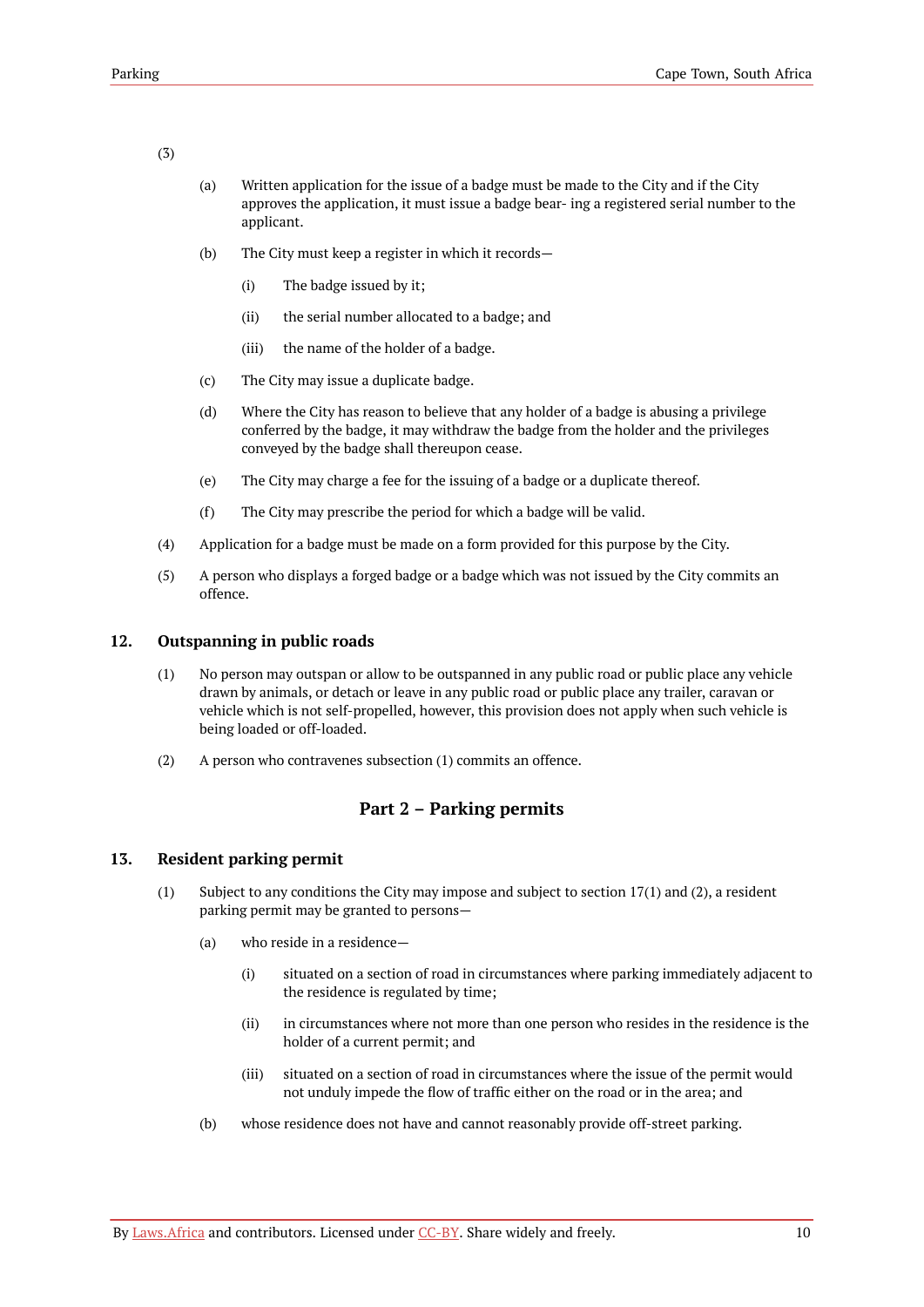(3)

(a) Written application for the issue of a badge must be made to the City and if the City approves the application, it must issue a badge bear- ing a registered serial number to the applicant.

(b) The City must keep a register in which it records—

(i) The badge issued by it;

(ii) the serial number allocated to a badge; and

(iii) the name of the holder of a badge.

(c) The City may issue a duplicate badge.

(d) Where the City has reason to believe that any holder of a badge is abusing a privilege conferred by the badge, it may withdraw the badge from the holder and the privileges conveyed by the badge shall thereupon cease.

(e) The City may charge a fee for the issuing of a badge or a duplicate thereof.

(f) The City may prescribe the period for which a badge will be valid.

(4) Application for a badge must be made on a form provided for this purpose by the City.

(5) A person who displays a forged badge or a badge which was not issued by the City commits an offence.

### 12. Outspanning in public roads

(1) No person may outspan or allow to be outspanned in any public road or public place any vehicle drawn by animals, or detach or leave in any public road or public place any trailer, caravan or vehicle which is not self-propelled, however, this provision does not apply when such vehicle is being loaded or off-loaded.

(2) A person who contravenes subsection (1) commits an offence.

## Part 2 – Parking permits

### 13. Resident parking permit

(1) Subject to any conditions the City may impose and subject to section 17(1) and (2), a resident parking permit may be granted to persons—

(a) who reside in a residence—

(i) situated on a section of road in circumstances where parking immediately adjacent to the residence is regulated by time;

(ii) in circumstances where not more than one person who resides in the residence is the holder of a current permit; and

(iii) situated on a section of road in circumstances where the issue of the permit would not unduly impede the flow of traffic either on the road or in the area; and

(b) whose residence does not have and cannot reasonably provide off-street parking.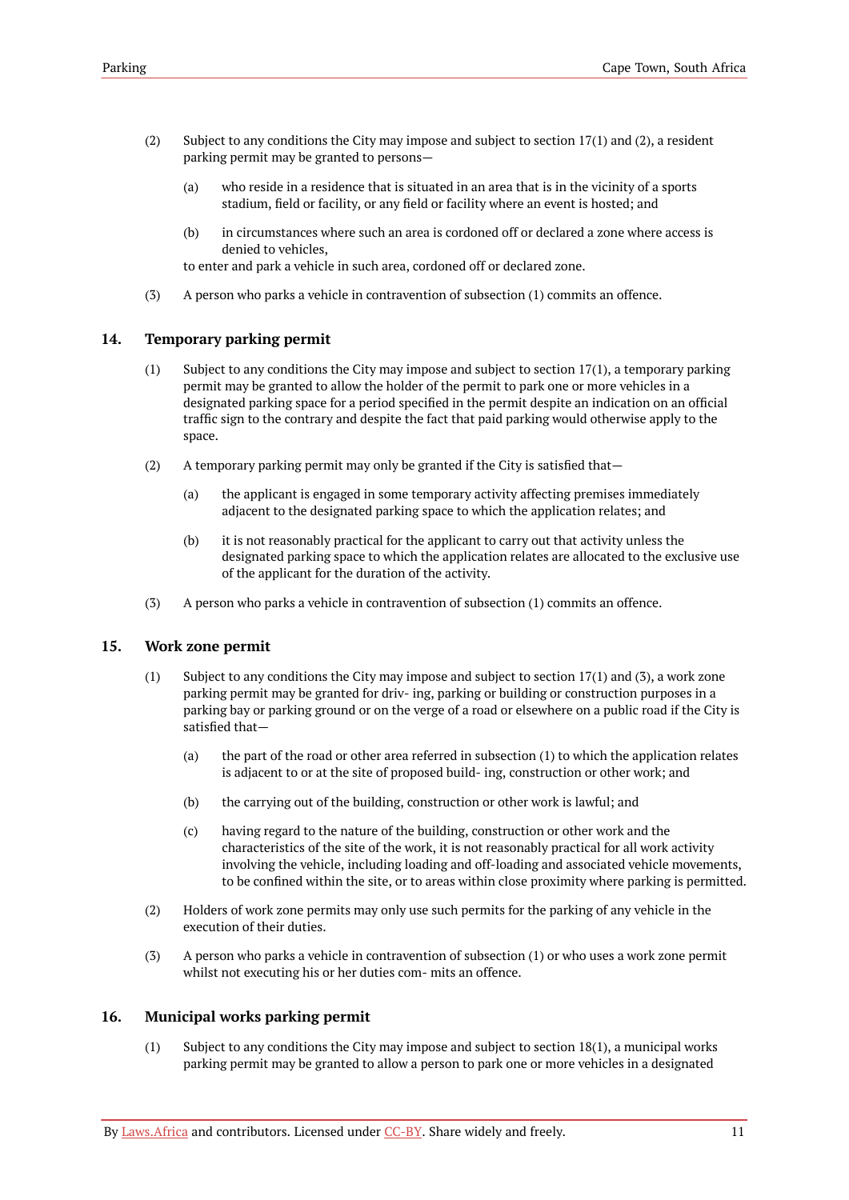(2) Subject to any conditions the City may impose and subject to section 17(1) and (2), a resident parking permit may be granted to persons—

(a) who reside in a residence that is situated in an area that is in the vicinity of a sports stadium, field or facility, or any field or facility where an event is hosted; and

(b) in circumstances where such an area is cordoned off or declared a zone where access is denied to vehicles,

to enter and park a vehicle in such area, cordoned off or declared zone.

(3) A person who parks a vehicle in contravention of subsection (1) commits an offence.

## 14. Temporary parking permit

(1) Subject to any conditions the City may impose and subject to section 17(1), a temporary parking permit may be granted to allow the holder of the permit to park one or more vehicles in a designated parking space for a period specified in the permit despite an indication on an official traffic sign to the contrary and despite the fact that paid parking would otherwise apply to the space.

(2) A temporary parking permit may only be granted if the City is satisfied that—

(a) the applicant is engaged in some temporary activity affecting premises immediately adjacent to the designated parking space to which the application relates; and

(b) it is not reasonably practical for the applicant to carry out that activity unless the designated parking space to which the application relates are allocated to the exclusive use of the applicant for the duration of the activity.

(3) A person who parks a vehicle in contravention of subsection (1) commits an offence.

## 15. Work zone permit

(1) Subject to any conditions the City may impose and subject to section 17(1) and (3), a work zone parking permit may be granted for driv- ing, parking or building or construction purposes in a parking bay or parking ground or on the verge of a road or elsewhere on a public road if the City is satisfied that—

(a) the part of the road or other area referred in subsection (1) to which the application relates is adjacent to or at the site of proposed build- ing, construction or other work; and

(b) the carrying out of the building, construction or other work is lawful; and

(c) having regard to the nature of the building, construction or other work and the characteristics of the site of the work, it is not reasonably practical for all work activity involving the vehicle, including loading and off-loading and associated vehicle movements, to be confined within the site, or to areas within close proximity where parking is permitted.

(2) Holders of work zone permits may only use such permits for the parking of any vehicle in the execution of their duties.

(3) A person who parks a vehicle in contravention of subsection (1) or who uses a work zone permit whilst not executing his or her duties com- mits an offence.

## 16. Municipal works parking permit

(1) Subject to any conditions the City may impose and subject to section 18(1), a municipal works parking permit may be granted to allow a person to park one or more vehicles in a designated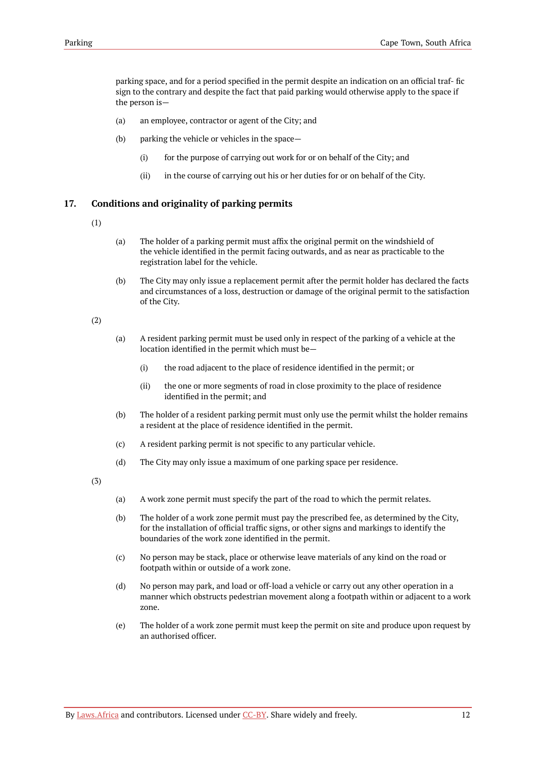parking space, and for a period specified in the permit despite an indication on an official traf- fic sign to the contrary and despite the fact that paid parking would otherwise apply to the space if the person is—

(a) an employee, contractor or agent of the City; and

(b) parking the vehicle or vehicles in the space—

(i) for the purpose of carrying out work for or on behalf of the City; and

(ii) in the course of carrying out his or her duties for or on behalf of the City.

## 17. Conditions and originality of parking permits

(1)

(a) The holder of a parking permit must affix the original permit on the windshield of the vehicle identified in the permit facing outwards, and as near as practicable to the registration label for the vehicle.

(b) The City may only issue a replacement permit after the permit holder has declared the facts and circumstances of a loss, destruction or damage of the original permit to the satisfaction of the City.

(2)

(a) A resident parking permit must be used only in respect of the parking of a vehicle at the location identified in the permit which must be—

(i) the road adjacent to the place of residence identified in the permit; or

(ii) the one or more segments of road in close proximity to the place of residence identified in the permit; and

(b) The holder of a resident parking permit must only use the permit whilst the holder remains a resident at the place of residence identified in the permit.

(c) A resident parking permit is not specific to any particular vehicle.

(d) The City may only issue a maximum of one parking space per residence.

(3)

(a) A work zone permit must specify the part of the road to which the permit relates.

(b) The holder of a work zone permit must pay the prescribed fee, as determined by the City, for the installation of official traffic signs, or other signs and markings to identify the boundaries of the work zone identified in the permit.

(c) No person may be stack, place or otherwise leave materials of any kind on the road or footpath within or outside of a work zone.

(d) No person may park, and load or off-load a vehicle or carry out any other operation in a manner which obstructs pedestrian movement along a footpath within or adjacent to a work zone.

(e) The holder of a work zone permit must keep the permit on site and produce upon request by an authorised officer.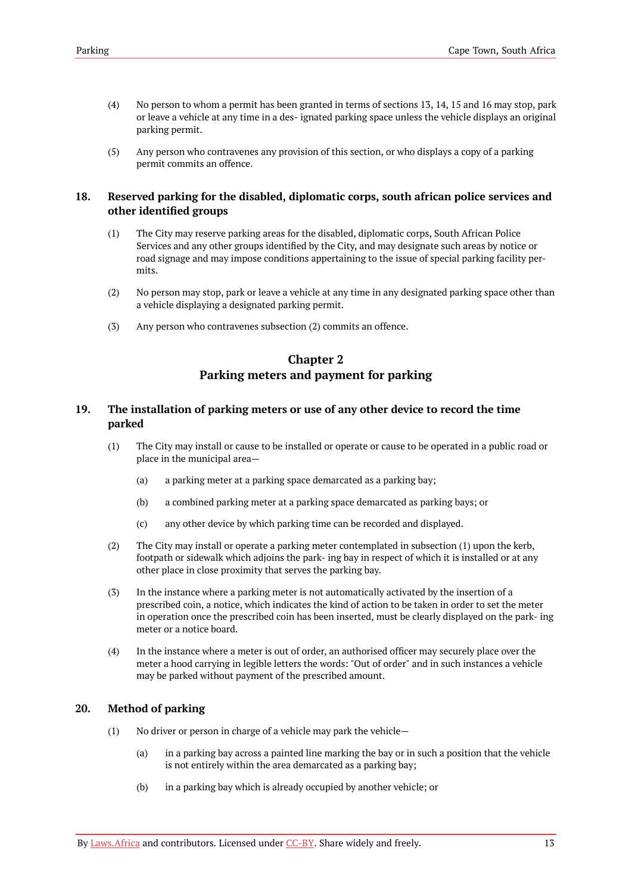(4) No person to whom a permit has been granted in terms of sections 13, 14, 15 and 16 may stop, park or leave a vehicle at any time in a des- ignated parking space unless the vehicle displays an original parking permit.

(5) Any person who contravenes any provision of this section, or who displays a copy of a parking permit commits an offence.

### 18. Reserved parking for the disabled, diplomatic corps, south african police services and other identified groups

(1) The City may reserve parking areas for the disabled, diplomatic corps, South African Police Services and any other groups identified by the City, and may designate such areas by notice or road signage and may impose conditions appertaining to the issue of special parking facility per- mits.

(2) No person may stop, park or leave a vehicle at any time in any designated parking space other than a vehicle displaying a designated parking permit.

(3) Any person who contravenes subsection (2) commits an offence.

## Chapter 2
## Parking meters and payment for parking

### 19. The installation of parking meters or use of any other device to record the time parked

(1) The City may install or cause to be installed or operate or cause to be operated in a public road or place in the municipal area—

(a) a parking meter at a parking space demarcated as a parking bay;

(b) a combined parking meter at a parking space demarcated as parking bays; or

(c) any other device by which parking time can be recorded and displayed.

(2) The City may install or operate a parking meter contemplated in subsection (1) upon the kerb, footpath or sidewalk which adjoins the park- ing bay in respect of which it is installed or at any other place in close proximity that serves the parking bay.

(3) In the instance where a parking meter is not automatically activated by the insertion of a prescribed coin, a notice, which indicates the kind of action to be taken in order to set the meter in operation once the prescribed coin has been inserted, must be clearly displayed on the park- ing meter or a notice board.

(4) In the instance where a meter is out of order, an authorised officer may securely place over the meter a hood carrying in legible letters the words: "Out of order" and in such instances a vehicle may be parked without payment of the prescribed amount.

### 20. Method of parking

(1) No driver or person in charge of a vehicle may park the vehicle—

(a) in a parking bay across a painted line marking the bay or in such a position that the vehicle is not entirely within the area demarcated as a parking bay;

(b) in a parking bay which is already occupied by another vehicle; or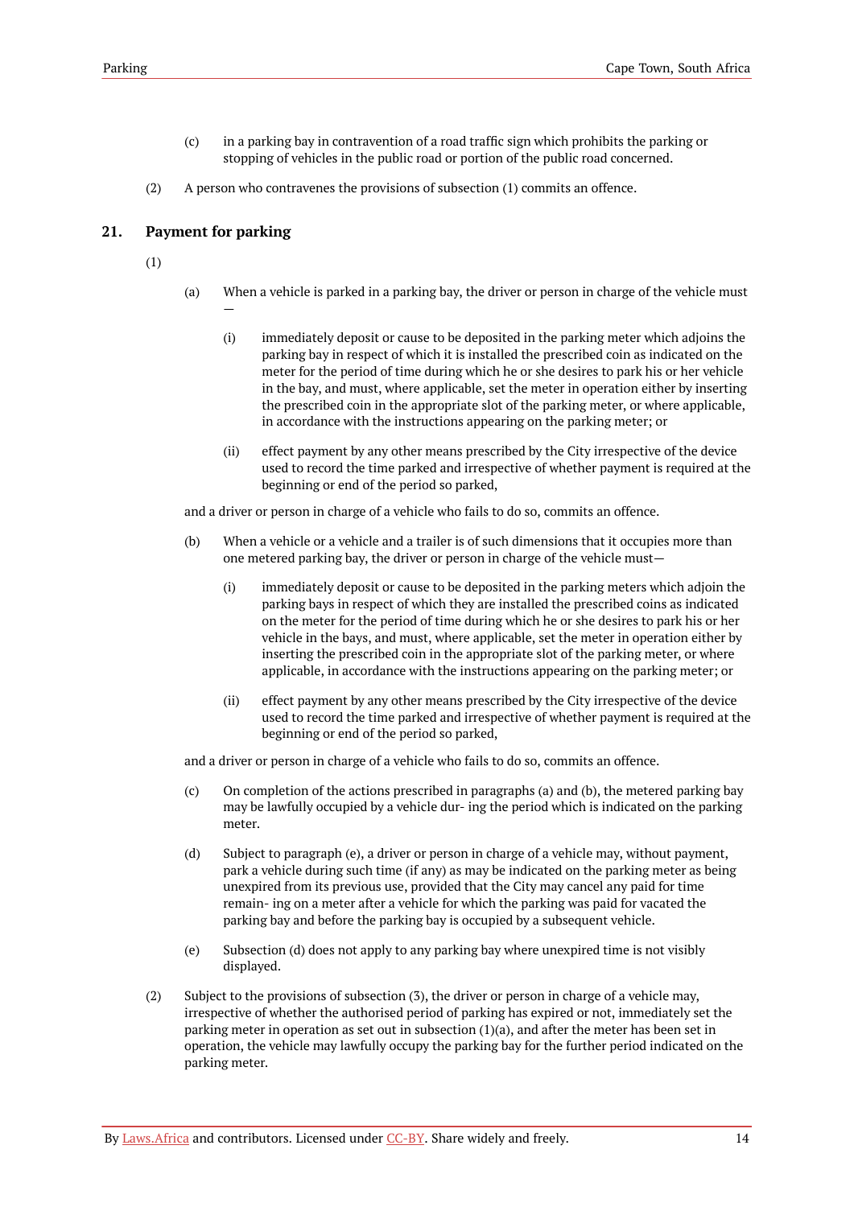(c) in a parking bay in contravention of a road traffic sign which prohibits the parking or stopping of vehicles in the public road or portion of the public road concerned.

(2) A person who contravenes the provisions of subsection (1) commits an offence.

## 21. Payment for parking

(1)

(a) When a vehicle is parked in a parking bay, the driver or person in charge of the vehicle must —

(i) immediately deposit or cause to be deposited in the parking meter which adjoins the parking bay in respect of which it is installed the prescribed coin as indicated on the meter for the period of time during which he or she desires to park his or her vehicle in the bay, and must, where applicable, set the meter in operation either by inserting the prescribed coin in the appropriate slot of the parking meter, or where applicable, in accordance with the instructions appearing on the parking meter; or

(ii) effect payment by any other means prescribed by the City irrespective of the device used to record the time parked and irrespective of whether payment is required at the beginning or end of the period so parked,

and a driver or person in charge of a vehicle who fails to do so, commits an offence.

(b) When a vehicle or a vehicle and a trailer is of such dimensions that it occupies more than one metered parking bay, the driver or person in charge of the vehicle must—

(i) immediately deposit or cause to be deposited in the parking meters which adjoin the parking bays in respect of which they are installed the prescribed coins as indicated on the meter for the period of time during which he or she desires to park his or her vehicle in the bays, and must, where applicable, set the meter in operation either by inserting the prescribed coin in the appropriate slot of the parking meter, or where applicable, in accordance with the instructions appearing on the parking meter; or

(ii) effect payment by any other means prescribed by the City irrespective of the device used to record the time parked and irrespective of whether payment is required at the beginning or end of the period so parked,

and a driver or person in charge of a vehicle who fails to do so, commits an offence.

(c) On completion of the actions prescribed in paragraphs (a) and (b), the metered parking bay may be lawfully occupied by a vehicle dur- ing the period which is indicated on the parking meter.

(d) Subject to paragraph (e), a driver or person in charge of a vehicle may, without payment, park a vehicle during such time (if any) as may be indicated on the parking meter as being unexpired from its previous use, provided that the City may cancel any paid for time remain- ing on a meter after a vehicle for which the parking was paid for vacated the parking bay and before the parking bay is occupied by a subsequent vehicle.

(e) Subsection (d) does not apply to any parking bay where unexpired time is not visibly displayed.

(2) Subject to the provisions of subsection (3), the driver or person in charge of a vehicle may, irrespective of whether the authorised period of parking has expired or not, immediately set the parking meter in operation as set out in subsection (1)(a), and after the meter has been set in operation, the vehicle may lawfully occupy the parking bay for the further period indicated on the parking meter.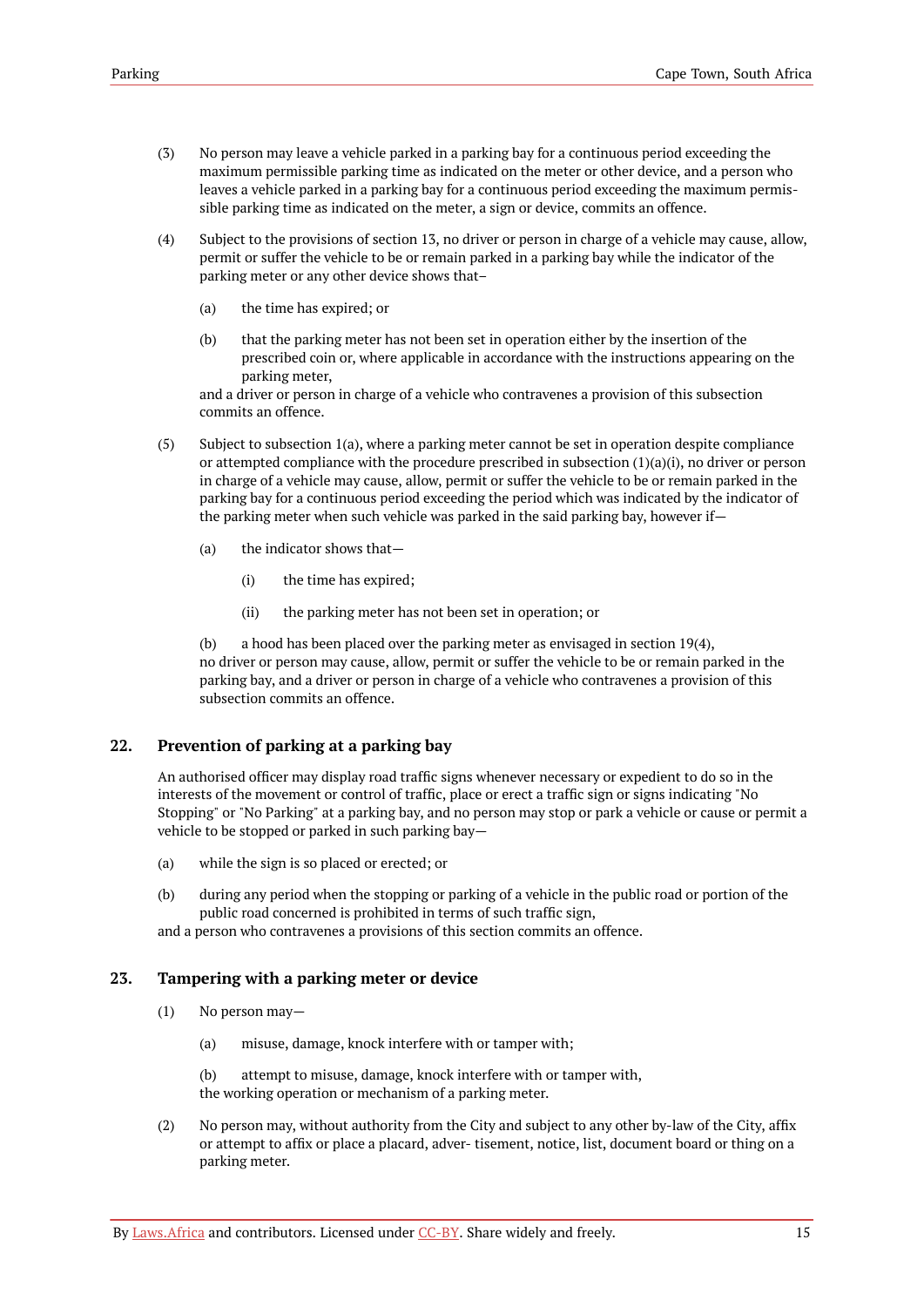(3) No person may leave a vehicle parked in a parking bay for a continuous period exceeding the maximum permissible parking time as indicated on the meter or other device, and a person who leaves a vehicle parked in a parking bay for a continuous period exceeding the maximum permissible parking time as indicated on the meter, a sign or device, commits an offence.

(4) Subject to the provisions of section 13, no driver or person in charge of a vehicle may cause, allow, permit or suffer the vehicle to be or remain parked in a parking bay while the indicator of the parking meter or any other device shows that–

(a) the time has expired; or

(b) that the parking meter has not been set in operation either by the insertion of the prescribed coin or, where applicable in accordance with the instructions appearing on the parking meter,

and a driver or person in charge of a vehicle who contravenes a provision of this subsection commits an offence.

(5) Subject to subsection 1(a), where a parking meter cannot be set in operation despite compliance or attempted compliance with the procedure prescribed in subsection (1)(a)(i), no driver or person in charge of a vehicle may cause, allow, permit or suffer the vehicle to be or remain parked in the parking bay for a continuous period exceeding the period which was indicated by the indicator of the parking meter when such vehicle was parked in the said parking bay, however if—

(a) the indicator shows that—

(i) the time has expired;

(ii) the parking meter has not been set in operation; or

(b) a hood has been placed over the parking meter as envisaged in section 19(4),

no driver or person may cause, allow, permit or suffer the vehicle to be or remain parked in the parking bay, and a driver or person in charge of a vehicle who contravenes a provision of this subsection commits an offence.

## 22. Prevention of parking at a parking bay

An authorised officer may display road traffic signs whenever necessary or expedient to do so in the interests of the movement or control of traffic, place or erect a traffic sign or signs indicating "No Stopping" or "No Parking" at a parking bay, and no person may stop or park a vehicle or cause or permit a vehicle to be stopped or parked in such parking bay—

(a) while the sign is so placed or erected; or

(b) during any period when the stopping or parking of a vehicle in the public road or portion of the public road concerned is prohibited in terms of such traffic sign,

and a person who contravenes a provisions of this section commits an offence.

## 23. Tampering with a parking meter or device

(1) No person may—

(a) misuse, damage, knock interfere with or tamper with;

(b) attempt to misuse, damage, knock interfere with or tamper with,

the working operation or mechanism of a parking meter.

(2) No person may, without authority from the City and subject to any other by-law of the City, affix or attempt to affix or place a placard, adver- tisement, notice, list, document board or thing on a parking meter.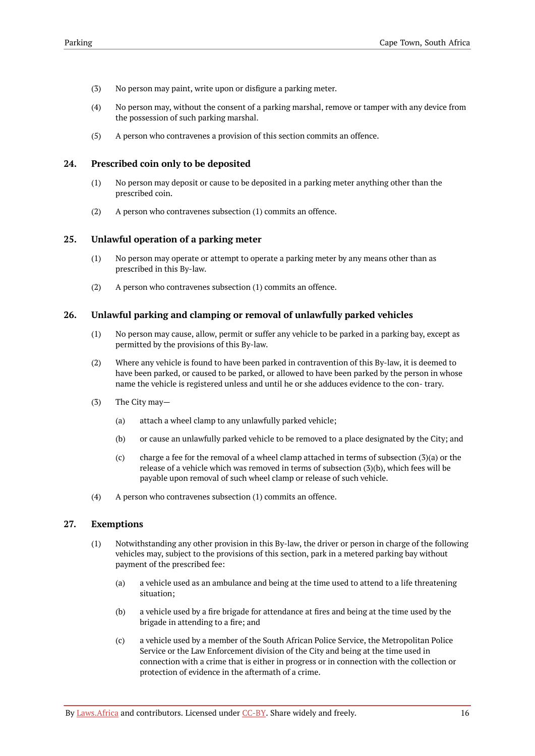(3) No person may paint, write upon or disfigure a parking meter.

(4) No person may, without the consent of a parking marshal, remove or tamper with any device from the possession of such parking marshal.

(5) A person who contravenes a provision of this section commits an offence.

## 24. Prescribed coin only to be deposited

(1) No person may deposit or cause to be deposited in a parking meter anything other than the prescribed coin.

(2) A person who contravenes subsection (1) commits an offence.

## 25. Unlawful operation of a parking meter

(1) No person may operate or attempt to operate a parking meter by any means other than as prescribed in this By-law.

(2) A person who contravenes subsection (1) commits an offence.

## 26. Unlawful parking and clamping or removal of unlawfully parked vehicles

(1) No person may cause, allow, permit or suffer any vehicle to be parked in a parking bay, except as permitted by the provisions of this By-law.

(2) Where any vehicle is found to have been parked in contravention of this By-law, it is deemed to have been parked, or caused to be parked, or allowed to have been parked by the person in whose name the vehicle is registered unless and until he or she adduces evidence to the con- trary.

(3) The City may—

(a) attach a wheel clamp to any unlawfully parked vehicle;

(b) or cause an unlawfully parked vehicle to be removed to a place designated by the City; and

(c) charge a fee for the removal of a wheel clamp attached in terms of subsection (3)(a) or the release of a vehicle which was removed in terms of subsection (3)(b), which fees will be payable upon removal of such wheel clamp or release of such vehicle.

(4) A person who contravenes subsection (1) commits an offence.

## 27. Exemptions

(1) Notwithstanding any other provision in this By-law, the driver or person in charge of the following vehicles may, subject to the provisions of this section, park in a metered parking bay without payment of the prescribed fee:

(a) a vehicle used as an ambulance and being at the time used to attend to a life threatening situation;

(b) a vehicle used by a fire brigade for attendance at fires and being at the time used by the brigade in attending to a fire; and

(c) a vehicle used by a member of the South African Police Service, the Metropolitan Police Service or the Law Enforcement division of the City and being at the time used in connection with a crime that is either in progress or in connection with the collection or protection of evidence in the aftermath of a crime.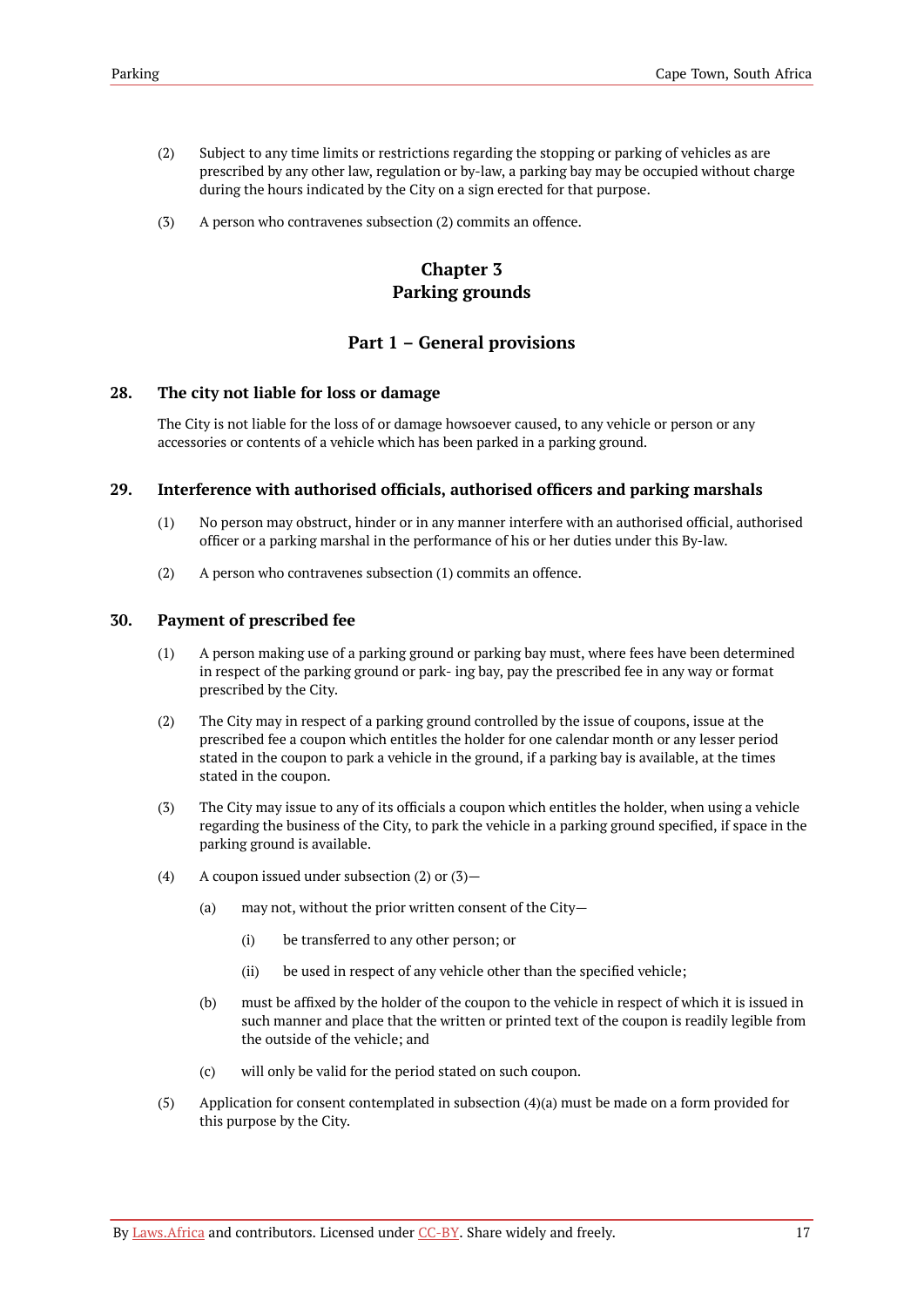(2) Subject to any time limits or restrictions regarding the stopping or parking of vehicles as are prescribed by any other law, regulation or by-law, a parking bay may be occupied without charge during the hours indicated by the City on a sign erected for that purpose.

(3) A person who contravenes subsection (2) commits an offence.

## Chapter 3
## Parking grounds

### Part 1 – General provisions

#### 28. The city not liable for loss or damage

The City is not liable for the loss of or damage howsoever caused, to any vehicle or person or any accessories or contents of a vehicle which has been parked in a parking ground.

#### 29. Interference with authorised officials, authorised officers and parking marshals

(1) No person may obstruct, hinder or in any manner interfere with an authorised official, authorised officer or a parking marshal in the performance of his or her duties under this By-law.

(2) A person who contravenes subsection (1) commits an offence.

#### 30. Payment of prescribed fee

(1) A person making use of a parking ground or parking bay must, where fees have been determined in respect of the parking ground or park- ing bay, pay the prescribed fee in any way or format prescribed by the City.

(2) The City may in respect of a parking ground controlled by the issue of coupons, issue at the prescribed fee a coupon which entitles the holder for one calendar month or any lesser period stated in the coupon to park a vehicle in the ground, if a parking bay is available, at the times stated in the coupon.

(3) The City may issue to any of its officials a coupon which entitles the holder, when using a vehicle regarding the business of the City, to park the vehicle in a parking ground specified, if space in the parking ground is available.

(4) A coupon issued under subsection (2) or (3)—

- (a) may not, without the prior written consent of the City—
  - (i) be transferred to any other person; or
  - (ii) be used in respect of any vehicle other than the specified vehicle;
- (b) must be affixed by the holder of the coupon to the vehicle in respect of which it is issued in such manner and place that the written or printed text of the coupon is readily legible from the outside of the vehicle; and
- (c) will only be valid for the period stated on such coupon.

(5) Application for consent contemplated in subsection (4)(a) must be made on a form provided for this purpose by the City.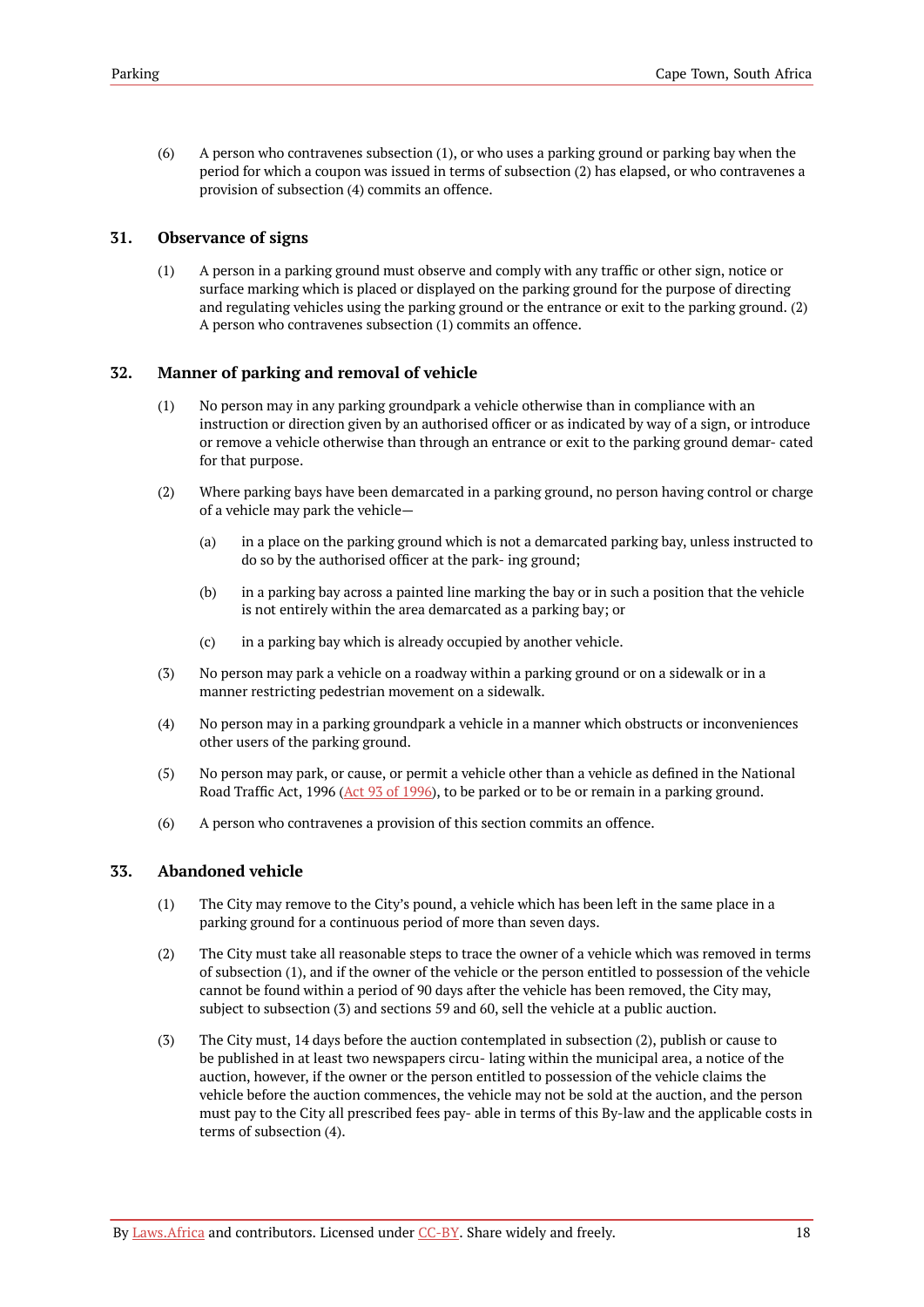(6) A person who contravenes subsection (1), or who uses a parking ground or parking bay when the period for which a coupon was issued in terms of subsection (2) has elapsed, or who contravenes a provision of subsection (4) commits an offence.

## 31. Observance of signs

(1) A person in a parking ground must observe and comply with any traffic or other sign, notice or surface marking which is placed or displayed on the parking ground for the purpose of directing and regulating vehicles using the parking ground or the entrance or exit to the parking ground. (2) A person who contravenes subsection (1) commits an offence.

## 32. Manner of parking and removal of vehicle

(1) No person may in any parking groundpark a vehicle otherwise than in compliance with an instruction or direction given by an authorised officer or as indicated by way of a sign, or introduce or remove a vehicle otherwise than through an entrance or exit to the parking ground demar- cated for that purpose.

(2) Where parking bays have been demarcated in a parking ground, no person having control or charge of a vehicle may park the vehicle—

(a) in a place on the parking ground which is not a demarcated parking bay, unless instructed to do so by the authorised officer at the park- ing ground;

(b) in a parking bay across a painted line marking the bay or in such a position that the vehicle is not entirely within the area demarcated as a parking bay; or

(c) in a parking bay which is already occupied by another vehicle.

(3) No person may park a vehicle on a roadway within a parking ground or on a sidewalk or in a manner restricting pedestrian movement on a sidewalk.

(4) No person may in a parking groundpark a vehicle in a manner which obstructs or inconveniences other users of the parking ground.

(5) No person may park, or cause, or permit a vehicle other than a vehicle as defined in the National Road Traffic Act, 1996 (Act 93 of 1996), to be parked or to be or remain in a parking ground.

(6) A person who contravenes a provision of this section commits an offence.

## 33. Abandoned vehicle

(1) The City may remove to the City's pound, a vehicle which has been left in the same place in a parking ground for a continuous period of more than seven days.

(2) The City must take all reasonable steps to trace the owner of a vehicle which was removed in terms of subsection (1), and if the owner of the vehicle or the person entitled to possession of the vehicle cannot be found within a period of 90 days after the vehicle has been removed, the City may, subject to subsection (3) and sections 59 and 60, sell the vehicle at a public auction.

(3) The City must, 14 days before the auction contemplated in subsection (2), publish or cause to be published in at least two newspapers circu- lating within the municipal area, a notice of the auction, however, if the owner or the person entitled to possession of the vehicle claims the vehicle before the auction commences, the vehicle may not be sold at the auction, and the person must pay to the City all prescribed fees pay- able in terms of this By-law and the applicable costs in terms of subsection (4).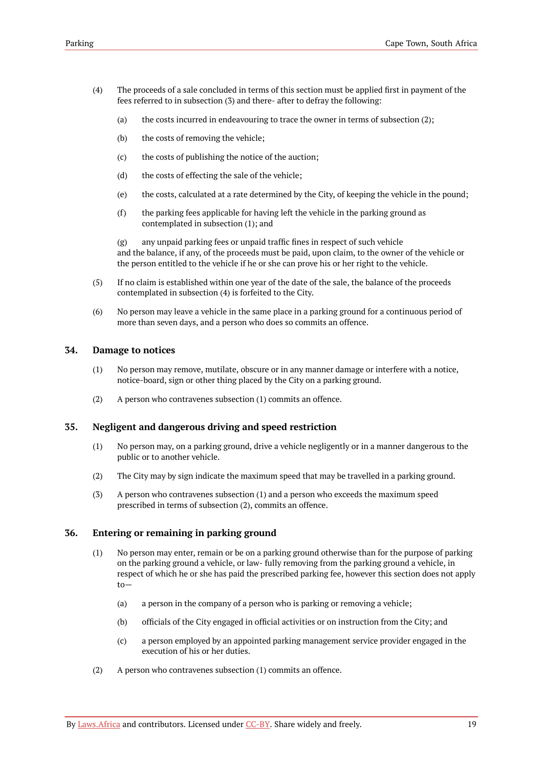(4) The proceeds of a sale concluded in terms of this section must be applied first in payment of the fees referred to in subsection (3) and there- after to defray the following:

(a) the costs incurred in endeavouring to trace the owner in terms of subsection (2);

(b) the costs of removing the vehicle;

(c) the costs of publishing the notice of the auction;

(d) the costs of effecting the sale of the vehicle;

(e) the costs, calculated at a rate determined by the City, of keeping the vehicle in the pound;

(f) the parking fees applicable for having left the vehicle in the parking ground as contemplated in subsection (1); and

(g) any unpaid parking fees or unpaid traffic fines in respect of such vehicle
and the balance, if any, of the proceeds must be paid, upon claim, to the owner of the vehicle or the person entitled to the vehicle if he or she can prove his or her right to the vehicle.

(5) If no claim is established within one year of the date of the sale, the balance of the proceeds contemplated in subsection (4) is forfeited to the City.

(6) No person may leave a vehicle in the same place in a parking ground for a continuous period of more than seven days, and a person who does so commits an offence.

### 34. Damage to notices

(1) No person may remove, mutilate, obscure or in any manner damage or interfere with a notice, notice-board, sign or other thing placed by the City on a parking ground.

(2) A person who contravenes subsection (1) commits an offence.

### 35. Negligent and dangerous driving and speed restriction

(1) No person may, on a parking ground, drive a vehicle negligently or in a manner dangerous to the public or to another vehicle.

(2) The City may by sign indicate the maximum speed that may be travelled in a parking ground.

(3) A person who contravenes subsection (1) and a person who exceeds the maximum speed prescribed in terms of subsection (2), commits an offence.

### 36. Entering or remaining in parking ground

(1) No person may enter, remain or be on a parking ground otherwise than for the purpose of parking on the parking ground a vehicle, or law- fully removing from the parking ground a vehicle, in respect of which he or she has paid the prescribed parking fee, however this section does not apply to—

(a) a person in the company of a person who is parking or removing a vehicle;

(b) officials of the City engaged in official activities or on instruction from the City; and

(c) a person employed by an appointed parking management service provider engaged in the execution of his or her duties.

(2) A person who contravenes subsection (1) commits an offence.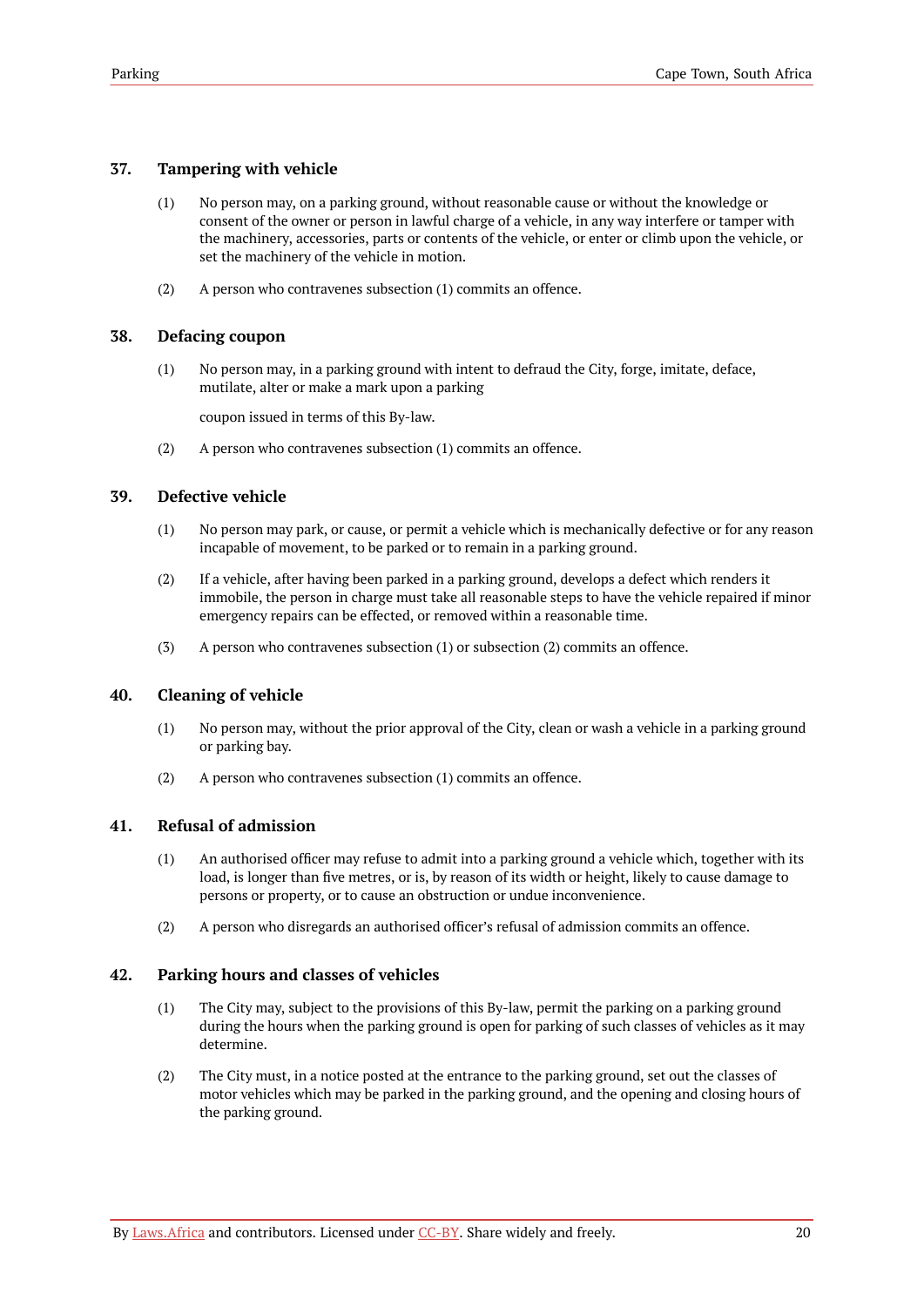## 37. Tampering with vehicle

(1) No person may, on a parking ground, without reasonable cause or without the knowledge or consent of the owner or person in lawful charge of a vehicle, in any way interfere or tamper with the machinery, accessories, parts or contents of the vehicle, or enter or climb upon the vehicle, or set the machinery of the vehicle in motion.

(2) A person who contravenes subsection (1) commits an offence.

## 38. Defacing coupon

(1) No person may, in a parking ground with intent to defraud the City, forge, imitate, deface, mutilate, alter or make a mark upon a parking

coupon issued in terms of this By-law.

(2) A person who contravenes subsection (1) commits an offence.

## 39. Defective vehicle

(1) No person may park, or cause, or permit a vehicle which is mechanically defective or for any reason incapable of movement, to be parked or to remain in a parking ground.

(2) If a vehicle, after having been parked in a parking ground, develops a defect which renders it immobile, the person in charge must take all reasonable steps to have the vehicle repaired if minor emergency repairs can be effected, or removed within a reasonable time.

(3) A person who contravenes subsection (1) or subsection (2) commits an offence.

## 40. Cleaning of vehicle

(1) No person may, without the prior approval of the City, clean or wash a vehicle in a parking ground or parking bay.

(2) A person who contravenes subsection (1) commits an offence.

## 41. Refusal of admission

(1) An authorised officer may refuse to admit into a parking ground a vehicle which, together with its load, is longer than five metres, or is, by reason of its width or height, likely to cause damage to persons or property, or to cause an obstruction or undue inconvenience.

(2) A person who disregards an authorised officer's refusal of admission commits an offence.

## 42. Parking hours and classes of vehicles

(1) The City may, subject to the provisions of this By-law, permit the parking on a parking ground during the hours when the parking ground is open for parking of such classes of vehicles as it may determine.

(2) The City must, in a notice posted at the entrance to the parking ground, set out the classes of motor vehicles which may be parked in the parking ground, and the opening and closing hours of the parking ground.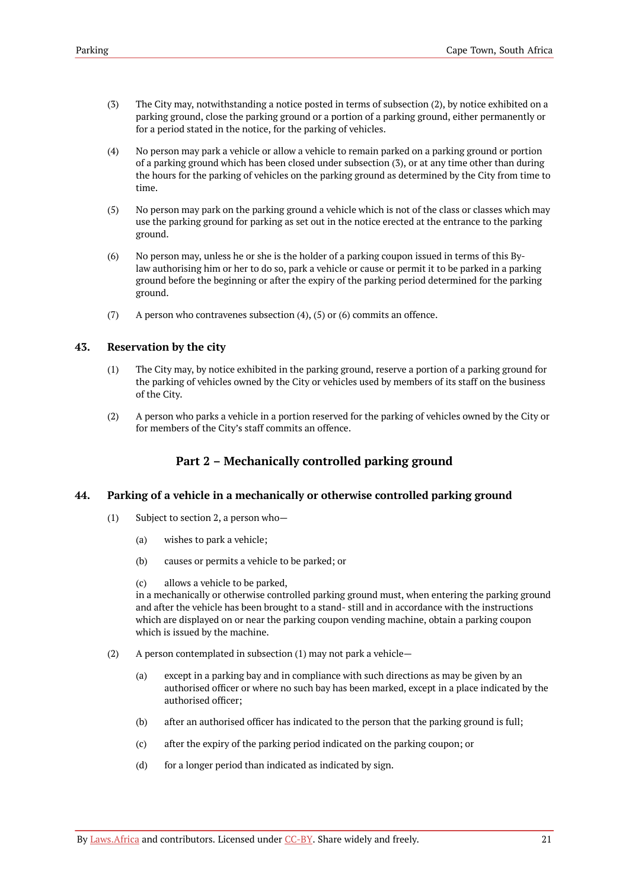(3) The City may, notwithstanding a notice posted in terms of subsection (2), by notice exhibited on a parking ground, close the parking ground or a portion of a parking ground, either permanently or for a period stated in the notice, for the parking of vehicles.

(4) No person may park a vehicle or allow a vehicle to remain parked on a parking ground or portion of a parking ground which has been closed under subsection (3), or at any time other than during the hours for the parking of vehicles on the parking ground as determined by the City from time to time.

(5) No person may park on the parking ground a vehicle which is not of the class or classes which may use the parking ground for parking as set out in the notice erected at the entrance to the parking ground.

(6) No person may, unless he or she is the holder of a parking coupon issued in terms of this By-law authorising him or her to do so, park a vehicle or cause or permit it to be parked in a parking ground before the beginning or after the expiry of the parking period determined for the parking ground.

(7) A person who contravenes subsection (4), (5) or (6) commits an offence.

### 43. Reservation by the city

(1) The City may, by notice exhibited in the parking ground, reserve a portion of a parking ground for the parking of vehicles owned by the City or vehicles used by members of its staff on the business of the City.

(2) A person who parks a vehicle in a portion reserved for the parking of vehicles owned by the City or for members of the City's staff commits an offence.

## Part 2 – Mechanically controlled parking ground

### 44. Parking of a vehicle in a mechanically or otherwise controlled parking ground

(1) Subject to section 2, a person who—

(a) wishes to park a vehicle;

(b) causes or permits a vehicle to be parked; or

(c) allows a vehicle to be parked,

in a mechanically or otherwise controlled parking ground must, when entering the parking ground and after the vehicle has been brought to a stand- still and in accordance with the instructions which are displayed on or near the parking coupon vending machine, obtain a parking coupon which is issued by the machine.

(2) A person contemplated in subsection (1) may not park a vehicle—

(a) except in a parking bay and in compliance with such directions as may be given by an authorised officer or where no such bay has been marked, except in a place indicated by the authorised officer;

(b) after an authorised officer has indicated to the person that the parking ground is full;

(c) after the expiry of the parking period indicated on the parking coupon; or

(d) for a longer period than indicated as indicated by sign.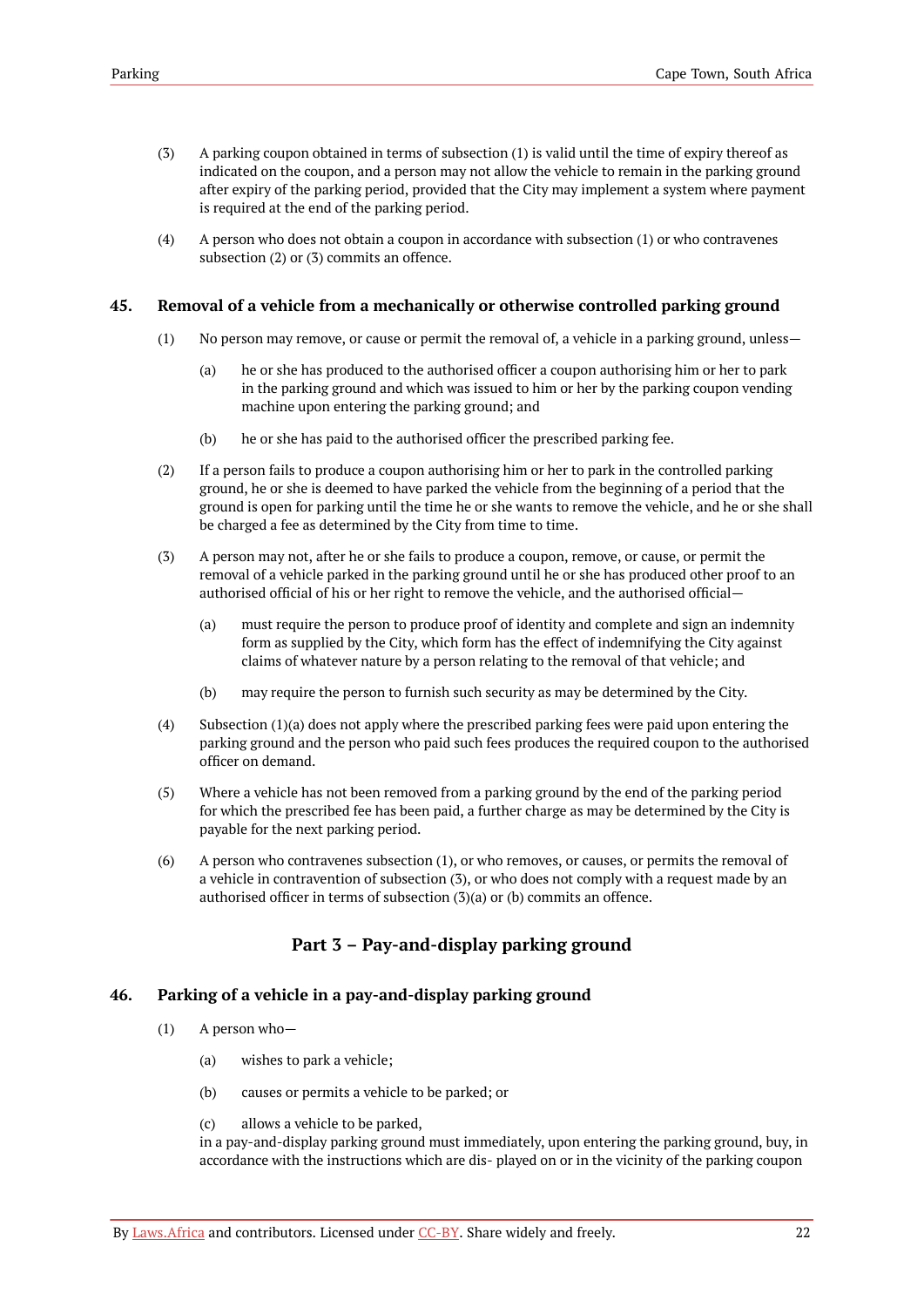(3) A parking coupon obtained in terms of subsection (1) is valid until the time of expiry thereof as indicated on the coupon, and a person may not allow the vehicle to remain in the parking ground after expiry of the parking period, provided that the City may implement a system where payment is required at the end of the parking period.

(4) A person who does not obtain a coupon in accordance with subsection (1) or who contravenes subsection (2) or (3) commits an offence.

### 45. Removal of a vehicle from a mechanically or otherwise controlled parking ground

(1) No person may remove, or cause or permit the removal of, a vehicle in a parking ground, unless—

(a) he or she has produced to the authorised officer a coupon authorising him or her to park in the parking ground and which was issued to him or her by the parking coupon vending machine upon entering the parking ground; and

(b) he or she has paid to the authorised officer the prescribed parking fee.

(2) If a person fails to produce a coupon authorising him or her to park in the controlled parking ground, he or she is deemed to have parked the vehicle from the beginning of a period that the ground is open for parking until the time he or she wants to remove the vehicle, and he or she shall be charged a fee as determined by the City from time to time.

(3) A person may not, after he or she fails to produce a coupon, remove, or cause, or permit the removal of a vehicle parked in the parking ground until he or she has produced other proof to an authorised official of his or her right to remove the vehicle, and the authorised official—

(a) must require the person to produce proof of identity and complete and sign an indemnity form as supplied by the City, which form has the effect of indemnifying the City against claims of whatever nature by a person relating to the removal of that vehicle; and

(b) may require the person to furnish such security as may be determined by the City.

(4) Subsection (1)(a) does not apply where the prescribed parking fees were paid upon entering the parking ground and the person who paid such fees produces the required coupon to the authorised officer on demand.

(5) Where a vehicle has not been removed from a parking ground by the end of the parking period for which the prescribed fee has been paid, a further charge as may be determined by the City is payable for the next parking period.

(6) A person who contravenes subsection (1), or who removes, or causes, or permits the removal of a vehicle in contravention of subsection (3), or who does not comply with a request made by an authorised officer in terms of subsection (3)(a) or (b) commits an offence.

## Part 3 – Pay-and-display parking ground

### 46. Parking of a vehicle in a pay-and-display parking ground

(1) A person who—

(a) wishes to park a vehicle;

(b) causes or permits a vehicle to be parked; or

(c) allows a vehicle to be parked,

in a pay-and-display parking ground must immediately, upon entering the parking ground, buy, in accordance with the instructions which are dis- played on or in the vicinity of the parking coupon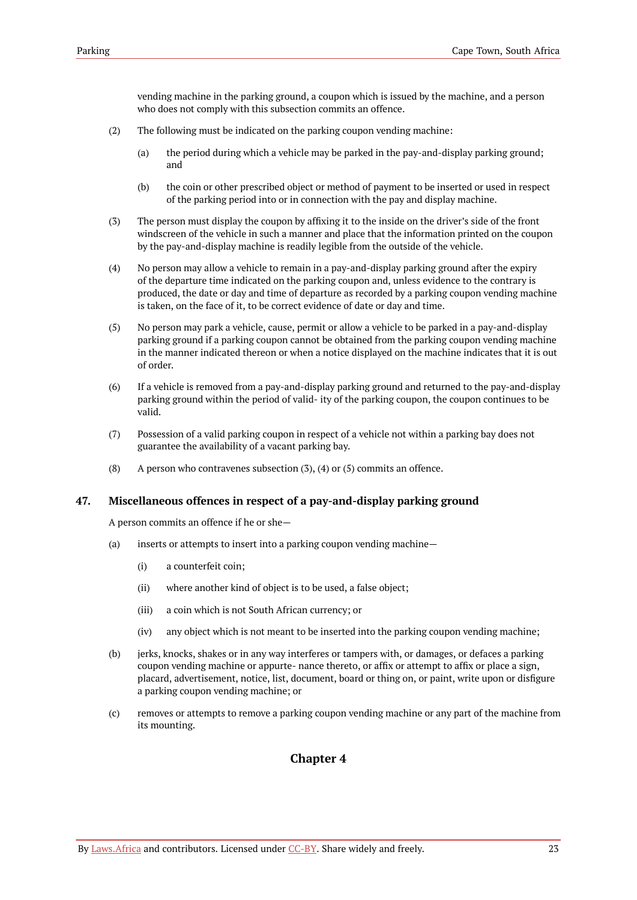vending machine in the parking ground, a coupon which is issued by the machine, and a person who does not comply with this subsection commits an offence.

(2) The following must be indicated on the parking coupon vending machine:

(a) the period during which a vehicle may be parked in the pay-and-display parking ground; and

(b) the coin or other prescribed object or method of payment to be inserted or used in respect of the parking period into or in connection with the pay and display machine.

(3) The person must display the coupon by affixing it to the inside on the driver's side of the front windscreen of the vehicle in such a manner and place that the information printed on the coupon by the pay-and-display machine is readily legible from the outside of the vehicle.

(4) No person may allow a vehicle to remain in a pay-and-display parking ground after the expiry of the departure time indicated on the parking coupon and, unless evidence to the contrary is produced, the date or day and time of departure as recorded by a parking coupon vending machine is taken, on the face of it, to be correct evidence of date or day and time.

(5) No person may park a vehicle, cause, permit or allow a vehicle to be parked in a pay-and-display parking ground if a parking coupon cannot be obtained from the parking coupon vending machine in the manner indicated thereon or when a notice displayed on the machine indicates that it is out of order.

(6) If a vehicle is removed from a pay-and-display parking ground and returned to the pay-and-display parking ground within the period of valid- ity of the parking coupon, the coupon continues to be valid.

(7) Possession of a valid parking coupon in respect of a vehicle not within a parking bay does not guarantee the availability of a vacant parking bay.

(8) A person who contravenes subsection (3), (4) or (5) commits an offence.

### 47. Miscellaneous offences in respect of a pay-and-display parking ground

A person commits an offence if he or she—

(a) inserts or attempts to insert into a parking coupon vending machine—

(i) a counterfeit coin;

(ii) where another kind of object is to be used, a false object;

(iii) a coin which is not South African currency; or

(iv) any object which is not meant to be inserted into the parking coupon vending machine;

(b) jerks, knocks, shakes or in any way interferes or tampers with, or damages, or defaces a parking coupon vending machine or appurte- nance thereto, or affix or attempt to affix or place a sign, placard, advertisement, notice, list, document, board or thing on, or paint, write upon or disfigure a parking coupon vending machine; or

(c) removes or attempts to remove a parking coupon vending machine or any part of the machine from its mounting.

## Chapter 4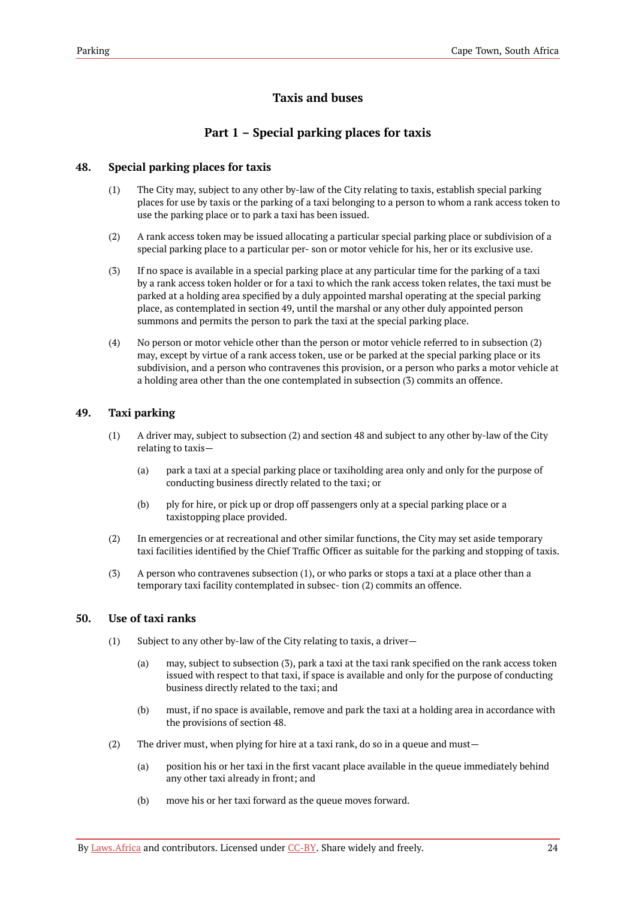## Taxis and buses

### Part 1 – Special parking places for taxis

#### 48. Special parking places for taxis

(1) The City may, subject to any other by-law of the City relating to taxis, establish special parking places for use by taxis or the parking of a taxi belonging to a person to whom a rank access token to use the parking place or to park a taxi has been issued.

(2) A rank access token may be issued allocating a particular special parking place or subdivision of a special parking place to a particular per- son or motor vehicle for his, her or its exclusive use.

(3) If no space is available in a special parking place at any particular time for the parking of a taxi by a rank access token holder or for a taxi to which the rank access token relates, the taxi must be parked at a holding area specified by a duly appointed marshal operating at the special parking place, as contemplated in section 49, until the marshal or any other duly appointed person summons and permits the person to park the taxi at the special parking place.

(4) No person or motor vehicle other than the person or motor vehicle referred to in subsection (2) may, except by virtue of a rank access token, use or be parked at the special parking place or its subdivision, and a person who contravenes this provision, or a person who parks a motor vehicle at a holding area other than the one contemplated in subsection (3) commits an offence.

#### 49. Taxi parking

(1) A driver may, subject to subsection (2) and section 48 and subject to any other by-law of the City relating to taxis—

(a) park a taxi at a special parking place or taxiholding area only and only for the purpose of conducting business directly related to the taxi; or

(b) ply for hire, or pick up or drop off passengers only at a special parking place or a taxistopping place provided.

(2) In emergencies or at recreational and other similar functions, the City may set aside temporary taxi facilities identified by the Chief Traffic Officer as suitable for the parking and stopping of taxis.

(3) A person who contravenes subsection (1), or who parks or stops a taxi at a place other than a temporary taxi facility contemplated in subsec- tion (2) commits an offence.

#### 50. Use of taxi ranks

(1) Subject to any other by-law of the City relating to taxis, a driver—

(a) may, subject to subsection (3), park a taxi at the taxi rank specified on the rank access token issued with respect to that taxi, if space is available and only for the purpose of conducting business directly related to the taxi; and

(b) must, if no space is available, remove and park the taxi at a holding area in accordance with the provisions of section 48.

(2) The driver must, when plying for hire at a taxi rank, do so in a queue and must—

(a) position his or her taxi in the first vacant place available in the queue immediately behind any other taxi already in front; and

(b) move his or her taxi forward as the queue moves forward.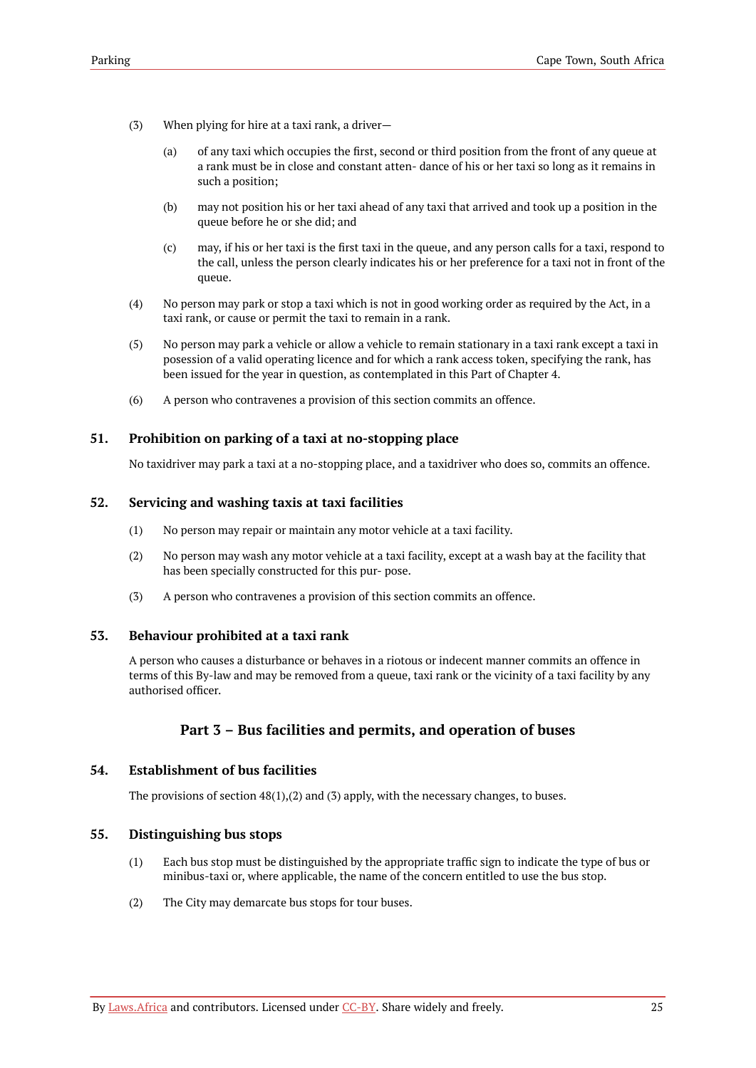(3) When plying for hire at a taxi rank, a driver—

(a) of any taxi which occupies the first, second or third position from the front of any queue at a rank must be in close and constant atten- dance of his or her taxi so long as it remains in such a position;

(b) may not position his or her taxi ahead of any taxi that arrived and took up a position in the queue before he or she did; and

(c) may, if his or her taxi is the first taxi in the queue, and any person calls for a taxi, respond to the call, unless the person clearly indicates his or her preference for a taxi not in front of the queue.

(4) No person may park or stop a taxi which is not in good working order as required by the Act, in a taxi rank, or cause or permit the taxi to remain in a rank.

(5) No person may park a vehicle or allow a vehicle to remain stationary in a taxi rank except a taxi in posession of a valid operating licence and for which a rank access token, specifying the rank, has been issued for the year in question, as contemplated in this Part of Chapter 4.

(6) A person who contravenes a provision of this section commits an offence.

### 51. Prohibition on parking of a taxi at no-stopping place

No taxidriver may park a taxi at a no-stopping place, and a taxidriver who does so, commits an offence.

### 52. Servicing and washing taxis at taxi facilities

(1) No person may repair or maintain any motor vehicle at a taxi facility.

(2) No person may wash any motor vehicle at a taxi facility, except at a wash bay at the facility that has been specially constructed for this pur- pose.

(3) A person who contravenes a provision of this section commits an offence.

### 53. Behaviour prohibited at a taxi rank

A person who causes a disturbance or behaves in a riotous or indecent manner commits an offence in terms of this By-law and may be removed from a queue, taxi rank or the vicinity of a taxi facility by any authorised officer.

## Part 3 – Bus facilities and permits, and operation of buses

### 54. Establishment of bus facilities

The provisions of section 48(1),(2) and (3) apply, with the necessary changes, to buses.

### 55. Distinguishing bus stops

(1) Each bus stop must be distinguished by the appropriate traffic sign to indicate the type of bus or minibus-taxi or, where applicable, the name of the concern entitled to use the bus stop.

(2) The City may demarcate bus stops for tour buses.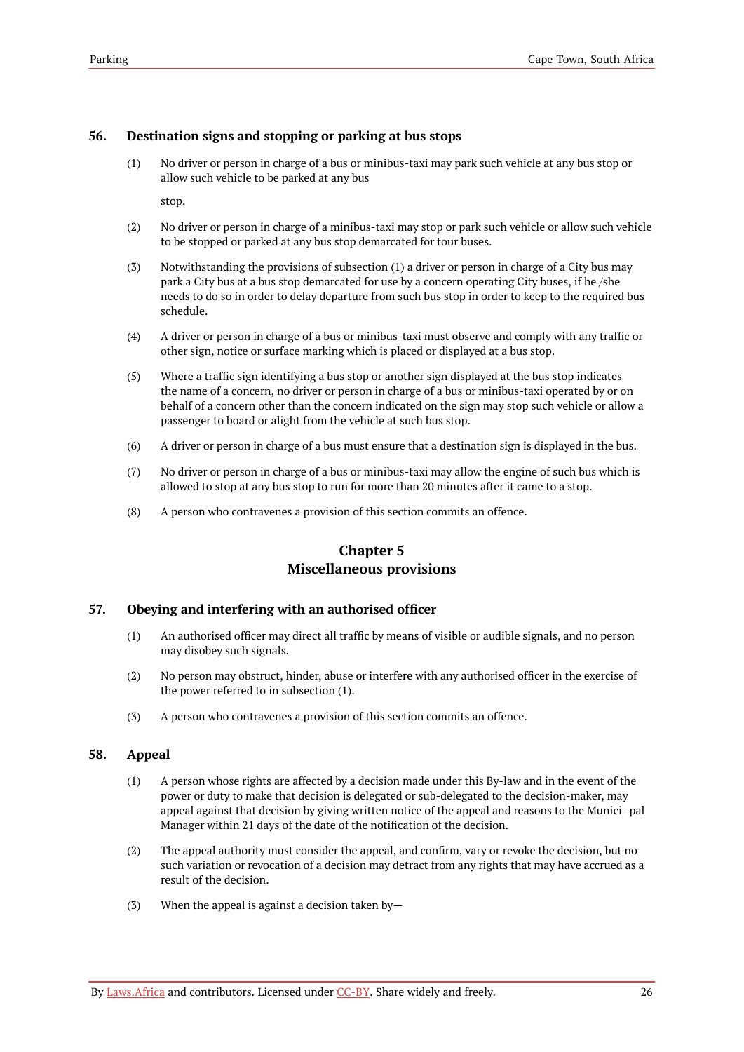### 56. Destination signs and stopping or parking at bus stops

(1) No driver or person in charge of a bus or minibus-taxi may park such vehicle at any bus stop or allow such vehicle to be parked at any bus

stop.

(2) No driver or person in charge of a minibus-taxi may stop or park such vehicle or allow such vehicle to be stopped or parked at any bus stop demarcated for tour buses.

(3) Notwithstanding the provisions of subsection (1) a driver or person in charge of a City bus may park a City bus at a bus stop demarcated for use by a concern operating City buses, if he /she needs to do so in order to delay departure from such bus stop in order to keep to the required bus schedule.

(4) A driver or person in charge of a bus or minibus-taxi must observe and comply with any traffic or other sign, notice or surface marking which is placed or displayed at a bus stop.

(5) Where a traffic sign identifying a bus stop or another sign displayed at the bus stop indicates the name of a concern, no driver or person in charge of a bus or minibus-taxi operated by or on behalf of a concern other than the concern indicated on the sign may stop such vehicle or allow a passenger to board or alight from the vehicle at such bus stop.

(6) A driver or person in charge of a bus must ensure that a destination sign is displayed in the bus.

(7) No driver or person in charge of a bus or minibus-taxi may allow the engine of such bus which is allowed to stop at any bus stop to run for more than 20 minutes after it came to a stop.

(8) A person who contravenes a provision of this section commits an offence.

## Chapter 5
## Miscellaneous provisions

### 57. Obeying and interfering with an authorised officer

(1) An authorised officer may direct all traffic by means of visible or audible signals, and no person may disobey such signals.

(2) No person may obstruct, hinder, abuse or interfere with any authorised officer in the exercise of the power referred to in subsection (1).

(3) A person who contravenes a provision of this section commits an offence.

### 58. Appeal

(1) A person whose rights are affected by a decision made under this By-law and in the event of the power or duty to make that decision is delegated or sub-delegated to the decision-maker, may appeal against that decision by giving written notice of the appeal and reasons to the Munici- pal Manager within 21 days of the date of the notification of the decision.

(2) The appeal authority must consider the appeal, and confirm, vary or revoke the decision, but no such variation or revocation of a decision may detract from any rights that may have accrued as a result of the decision.

(3) When the appeal is against a decision taken by—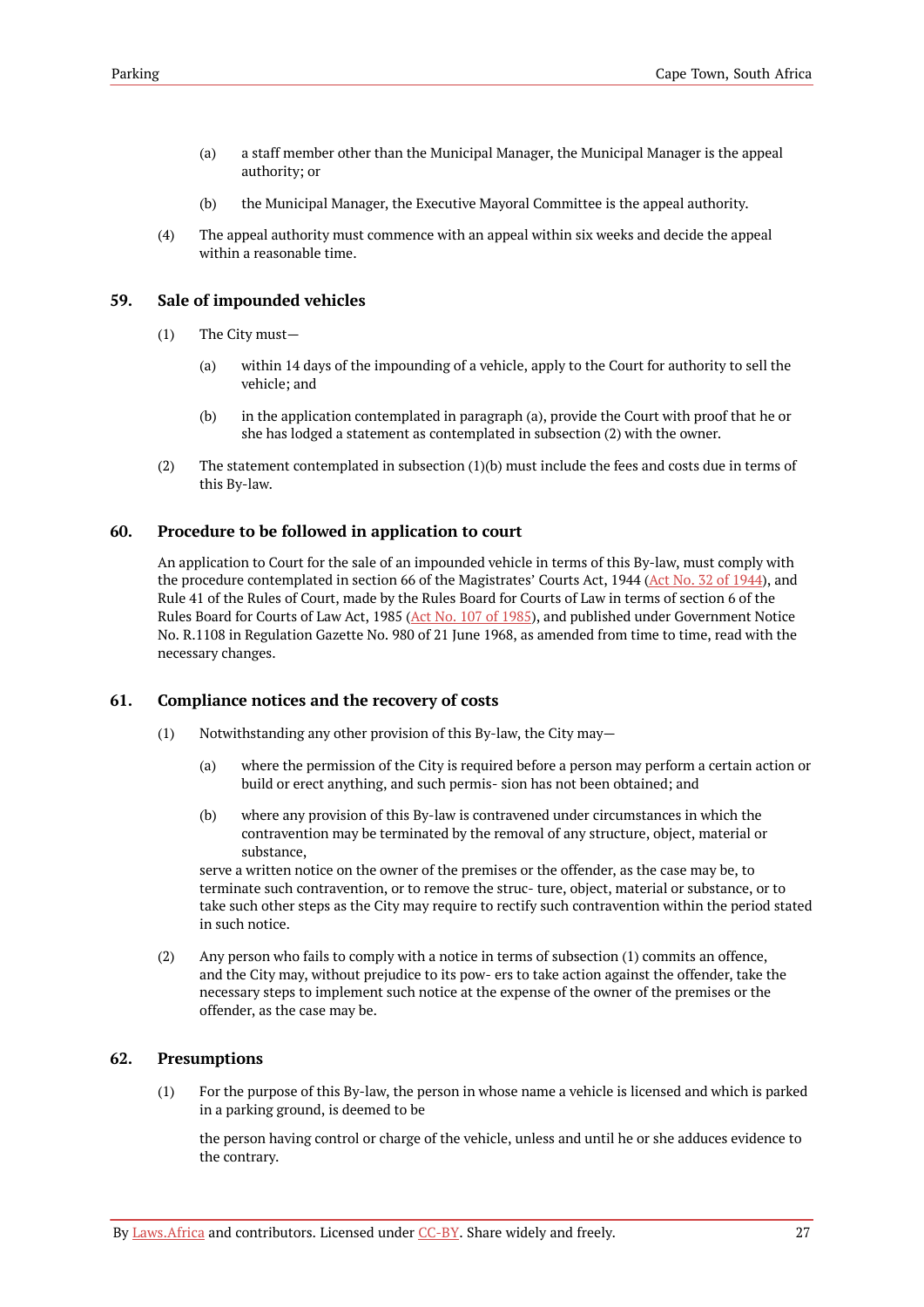(a) a staff member other than the Municipal Manager, the Municipal Manager is the appeal authority; or

(b) the Municipal Manager, the Executive Mayoral Committee is the appeal authority.

(4) The appeal authority must commence with an appeal within six weeks and decide the appeal within a reasonable time.

## 59. Sale of impounded vehicles

(1) The City must—

(a) within 14 days of the impounding of a vehicle, apply to the Court for authority to sell the vehicle; and

(b) in the application contemplated in paragraph (a), provide the Court with proof that he or she has lodged a statement as contemplated in subsection (2) with the owner.

(2) The statement contemplated in subsection (1)(b) must include the fees and costs due in terms of this By-law.

## 60. Procedure to be followed in application to court

An application to Court for the sale of an impounded vehicle in terms of this By-law, must comply with the procedure contemplated in section 66 of the Magistrates' Courts Act, 1944 (Act No. 32 of 1944), and Rule 41 of the Rules of Court, made by the Rules Board for Courts of Law in terms of section 6 of the Rules Board for Courts of Law Act, 1985 (Act No. 107 of 1985), and published under Government Notice No. R.1108 in Regulation Gazette No. 980 of 21 June 1968, as amended from time to time, read with the necessary changes.

## 61. Compliance notices and the recovery of costs

(1) Notwithstanding any other provision of this By-law, the City may—

(a) where the permission of the City is required before a person may perform a certain action or build or erect anything, and such permis- sion has not been obtained; and

(b) where any provision of this By-law is contravened under circumstances in which the contravention may be terminated by the removal of any structure, object, material or substance,

serve a written notice on the owner of the premises or the offender, as the case may be, to terminate such contravention, or to remove the struc- ture, object, material or substance, or to take such other steps as the City may require to rectify such contravention within the period stated in such notice.

(2) Any person who fails to comply with a notice in terms of subsection (1) commits an offence, and the City may, without prejudice to its pow- ers to take action against the offender, take the necessary steps to implement such notice at the expense of the owner of the premises or the offender, as the case may be.

## 62. Presumptions

(1) For the purpose of this By-law, the person in whose name a vehicle is licensed and which is parked in a parking ground, is deemed to be

the person having control or charge of the vehicle, unless and until he or she adduces evidence to the contrary.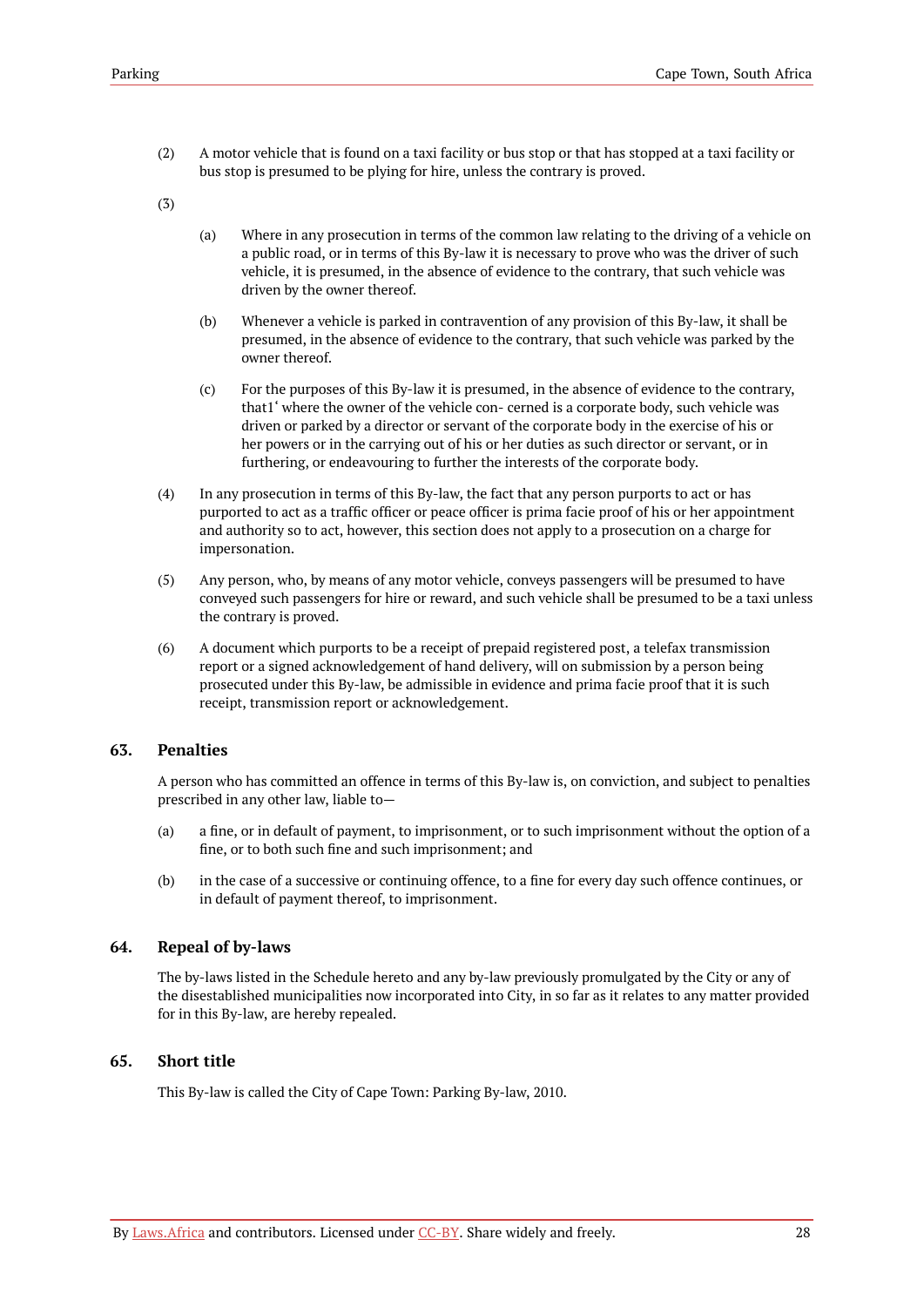(2) A motor vehicle that is found on a taxi facility or bus stop or that has stopped at a taxi facility or bus stop is presumed to be plying for hire, unless the contrary is proved.

(3)

(a) Where in any prosecution in terms of the common law relating to the driving of a vehicle on a public road, or in terms of this By-law it is necessary to prove who was the driver of such vehicle, it is presumed, in the absence of evidence to the contrary, that such vehicle was driven by the owner thereof.

(b) Whenever a vehicle is parked in contravention of any provision of this By-law, it shall be presumed, in the absence of evidence to the contrary, that such vehicle was parked by the owner thereof.

(c) For the purposes of this By-law it is presumed, in the absence of evidence to the contrary, that1' where the owner of the vehicle con- cerned is a corporate body, such vehicle was driven or parked by a director or servant of the corporate body in the exercise of his or her powers or in the carrying out of his or her duties as such director or servant, or in furthering, or endeavouring to further the interests of the corporate body.

(4) In any prosecution in terms of this By-law, the fact that any person purports to act or has purported to act as a traffic officer or peace officer is prima facie proof of his or her appointment and authority so to act, however, this section does not apply to a prosecution on a charge for impersonation.

(5) Any person, who, by means of any motor vehicle, conveys passengers will be presumed to have conveyed such passengers for hire or reward, and such vehicle shall be presumed to be a taxi unless the contrary is proved.

(6) A document which purports to be a receipt of prepaid registered post, a telefax transmission report or a signed acknowledgement of hand delivery, will on submission by a person being prosecuted under this By-law, be admissible in evidence and prima facie proof that it is such receipt, transmission report or acknowledgement.

## 63. Penalties

A person who has committed an offence in terms of this By-law is, on conviction, and subject to penalties prescribed in any other law, liable to—

(a) a fine, or in default of payment, to imprisonment, or to such imprisonment without the option of a fine, or to both such fine and such imprisonment; and

(b) in the case of a successive or continuing offence, to a fine for every day such offence continues, or in default of payment thereof, to imprisonment.

## 64. Repeal of by-laws

The by-laws listed in the Schedule hereto and any by-law previously promulgated by the City or any of the disestablished municipalities now incorporated into City, in so far as it relates to any matter provided for in this By-law, are hereby repealed.

## 65. Short title

This By-law is called the City of Cape Town: Parking By-law, 2010.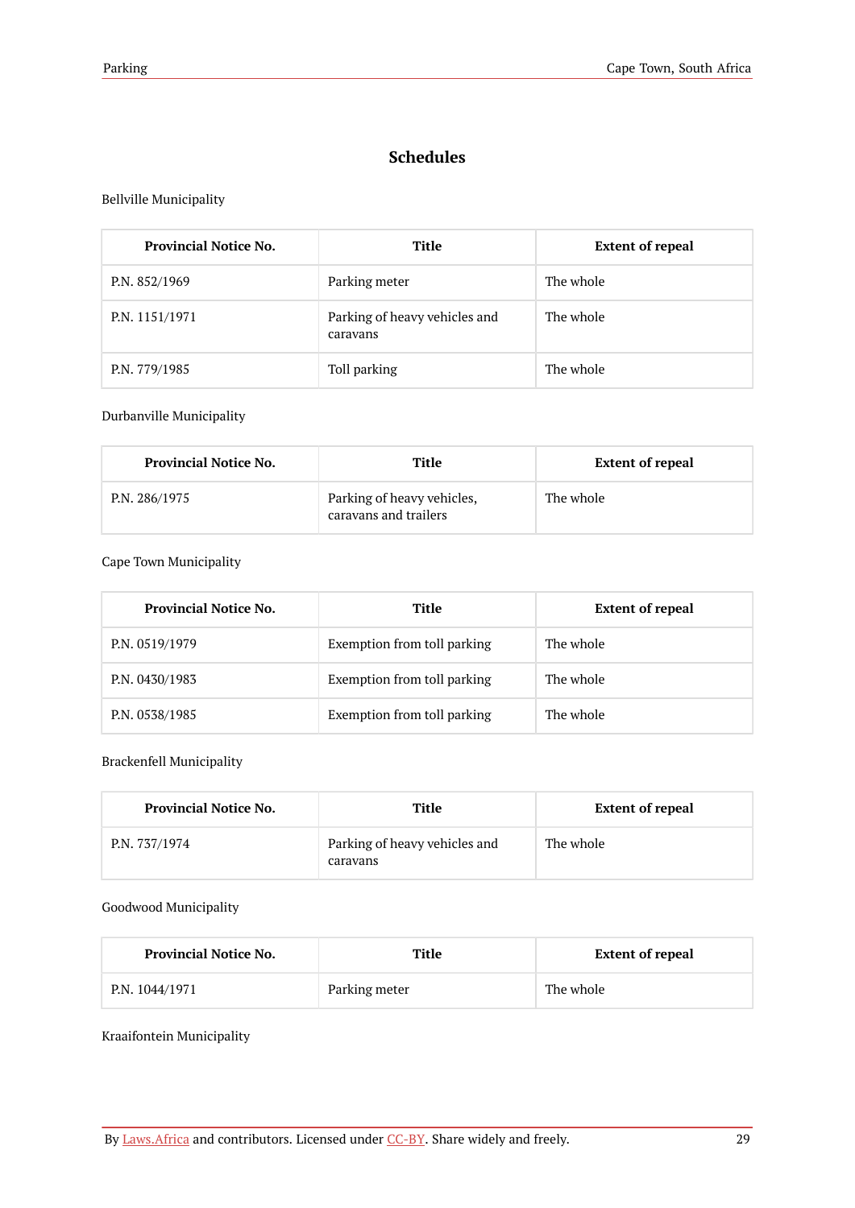## Schedules

Bellville Municipality

| Provincial Notice No. | Title | Extent of repeal |
|---|---|---|
| P.N. 852/1969 | Parking meter | The whole |
| P.N. 1151/1971 | Parking of heavy vehicles and caravans | The whole |
| P.N. 779/1985 | Toll parking | The whole |

Durbanville Municipality

| Provincial Notice No. | Title | Extent of repeal |
|---|---|---|
| P.N. 286/1975 | Parking of heavy vehicles, caravans and trailers | The whole |

Cape Town Municipality

| Provincial Notice No. | Title | Extent of repeal |
|---|---|---|
| P.N. 0519/1979 | Exemption from toll parking | The whole |
| P.N. 0430/1983 | Exemption from toll parking | The whole |
| P.N. 0538/1985 | Exemption from toll parking | The whole |

Brackenfell Municipality

| Provincial Notice No. | Title | Extent of repeal |
|---|---|---|
| P.N. 737/1974 | Parking of heavy vehicles and caravans | The whole |

Goodwood Municipality

| Provincial Notice No. | Title | Extent of repeal |
|---|---|---|
| P.N. 1044/1971 | Parking meter | The whole |

Kraaifontein Municipality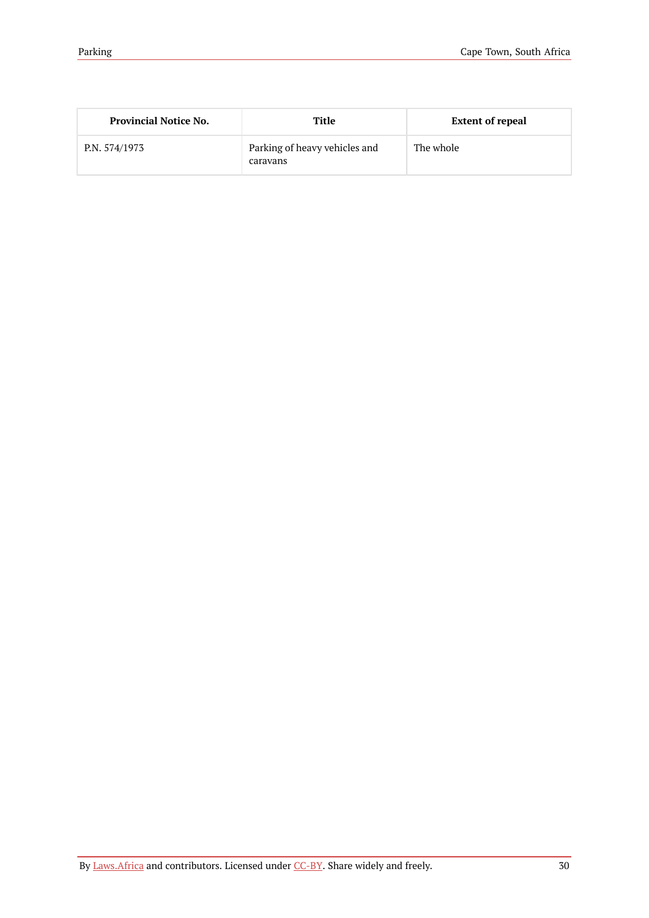| Provincial Notice No. | Title | Extent of repeal |
| --- | --- | --- |
| P.N. 574/1973 | Parking of heavy vehicles and caravans | The whole |